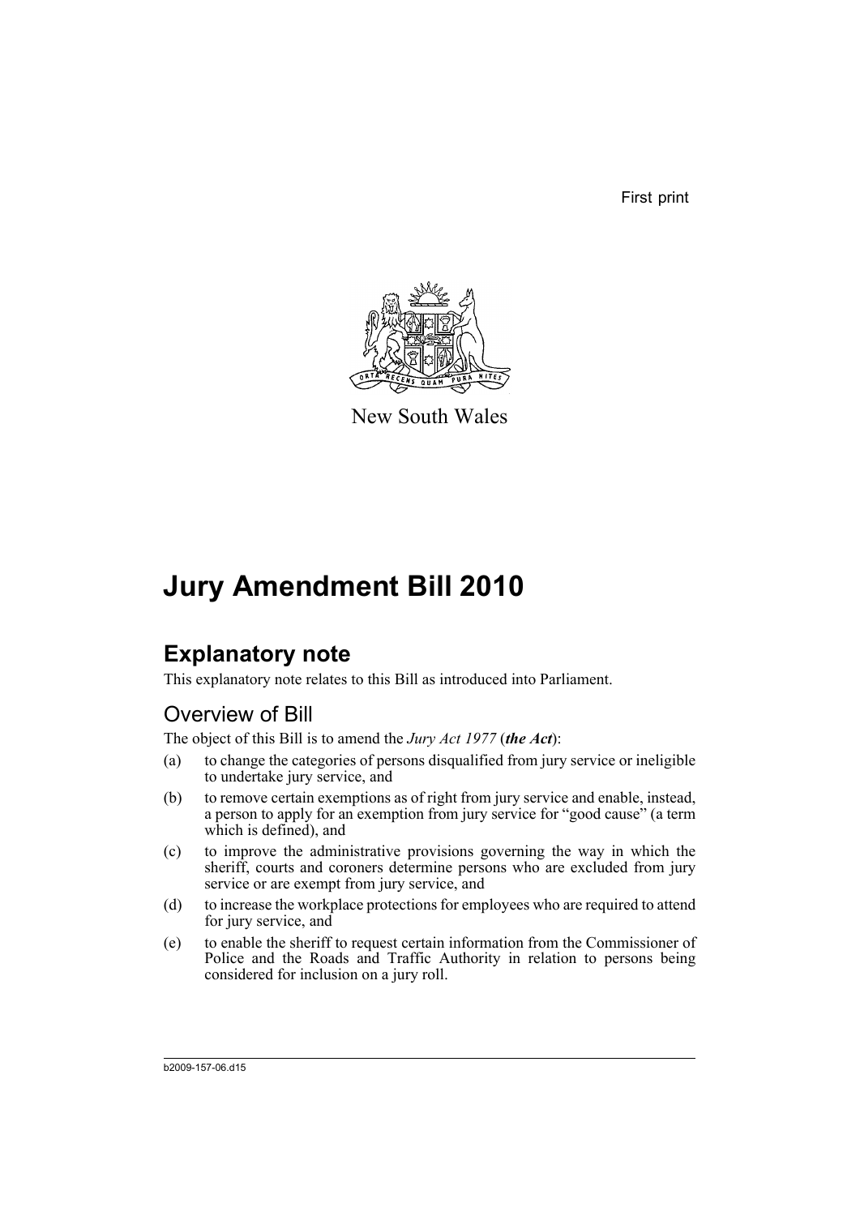First print

New South Wales

# Jury Amendment Bill 2010

## Explanatory note

This explanatory note relates to this Bill as introduced into Parliament.

### Overview of Bill

The object of this Bill is to amend the *Jury Act 1977* (***the Act***):

(a) to change the categories of persons disqualified from jury service or ineligible to undertake jury service, and

(b) to remove certain exemptions as of right from jury service and enable, instead, a person to apply for an exemption from jury service for "good cause" (a term which is defined), and

(c) to improve the administrative provisions governing the way in which the sheriff, courts and coroners determine persons who are excluded from jury service or are exempt from jury service, and

(d) to increase the workplace protections for employees who are required to attend for jury service, and

(e) to enable the sheriff to request certain information from the Commissioner of Police and the Roads and Traffic Authority in relation to persons being considered for inclusion on a jury roll.

b2009-157-06.d15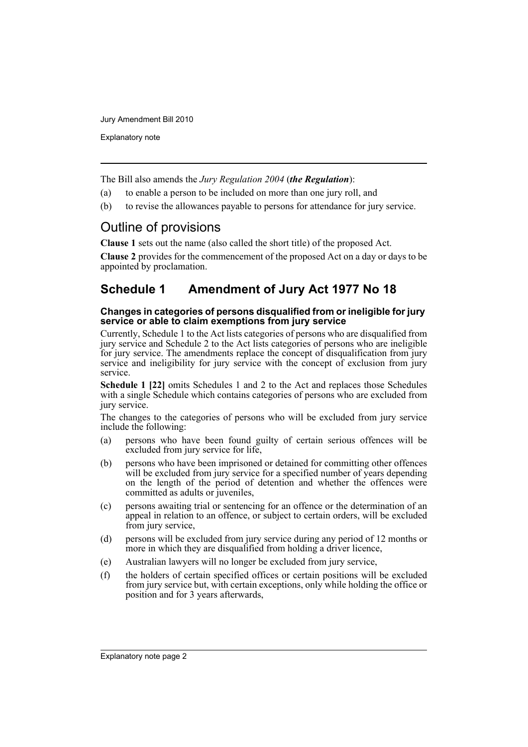The Bill also amends the *Jury Regulation 2004* (***the Regulation***):

(a) to enable a person to be included on more than one jury roll, and

(b) to revise the allowances payable to persons for attendance for jury service.

# Outline of provisions

**Clause 1** sets out the name (also called the short title) of the proposed Act.

**Clause 2** provides for the commencement of the proposed Act on a day or days to be appointed by proclamation.

## Schedule 1 Amendment of Jury Act 1977 No 18

### Changes in categories of persons disqualified from or ineligible for jury service or able to claim exemptions from jury service

Currently, Schedule 1 to the Act lists categories of persons who are disqualified from jury service and Schedule 2 to the Act lists categories of persons who are ineligible for jury service. The amendments replace the concept of disqualification from jury service and ineligibility for jury service with the concept of exclusion from jury service.

**Schedule 1 [22]** omits Schedules 1 and 2 to the Act and replaces those Schedules with a single Schedule which contains categories of persons who are excluded from jury service.

The changes to the categories of persons who will be excluded from jury service include the following:

(a) persons who have been found guilty of certain serious offences will be excluded from jury service for life,

(b) persons who have been imprisoned or detained for committing other offences will be excluded from jury service for a specified number of years depending on the length of the period of detention and whether the offences were committed as adults or juveniles,

(c) persons awaiting trial or sentencing for an offence or the determination of an appeal in relation to an offence, or subject to certain orders, will be excluded from jury service,

(d) persons will be excluded from jury service during any period of 12 months or more in which they are disqualified from holding a driver licence,

(e) Australian lawyers will no longer be excluded from jury service,

(f) the holders of certain specified offices or certain positions will be excluded from jury service but, with certain exceptions, only while holding the office or position and for 3 years afterwards,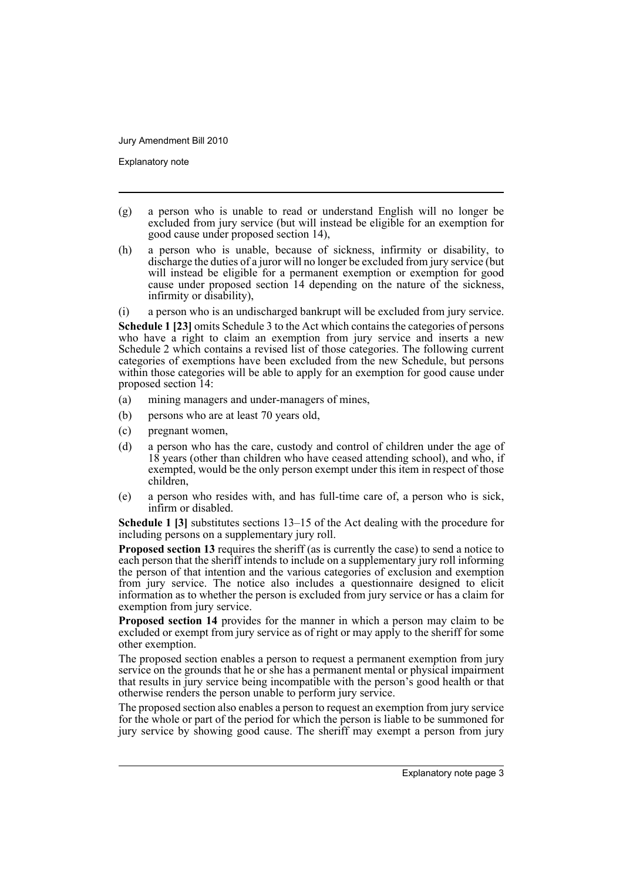(g) a person who is unable to read or understand English will no longer be excluded from jury service (but will instead be eligible for an exemption for good cause under proposed section 14),

(h) a person who is unable, because of sickness, infirmity or disability, to discharge the duties of a juror will no longer be excluded from jury service (but will instead be eligible for a permanent exemption or exemption for good cause under proposed section 14 depending on the nature of the sickness, infirmity or disability),

(i) a person who is an undischarged bankrupt will be excluded from jury service.

**Schedule 1 [23]** omits Schedule 3 to the Act which contains the categories of persons who have a right to claim an exemption from jury service and inserts a new Schedule 2 which contains a revised list of those categories. The following current categories of exemptions have been excluded from the new Schedule, but persons within those categories will be able to apply for an exemption for good cause under proposed section 14:

(a) mining managers and under-managers of mines,

(b) persons who are at least 70 years old,

(c) pregnant women,

(d) a person who has the care, custody and control of children under the age of 18 years (other than children who have ceased attending school), and who, if exempted, would be the only person exempt under this item in respect of those children,

(e) a person who resides with, and has full-time care of, a person who is sick, infirm or disabled.

**Schedule 1 [3]** substitutes sections 13–15 of the Act dealing with the procedure for including persons on a supplementary jury roll.

**Proposed section 13** requires the sheriff (as is currently the case) to send a notice to each person that the sheriff intends to include on a supplementary jury roll informing the person of that intention and the various categories of exclusion and exemption from jury service. The notice also includes a questionnaire designed to elicit information as to whether the person is excluded from jury service or has a claim for exemption from jury service.

**Proposed section 14** provides for the manner in which a person may claim to be excluded or exempt from jury service as of right or may apply to the sheriff for some other exemption.

The proposed section enables a person to request a permanent exemption from jury service on the grounds that he or she has a permanent mental or physical impairment that results in jury service being incompatible with the person's good health or that otherwise renders the person unable to perform jury service.

The proposed section also enables a person to request an exemption from jury service for the whole or part of the period for which the person is liable to be summoned for jury service by showing good cause. The sheriff may exempt a person from jury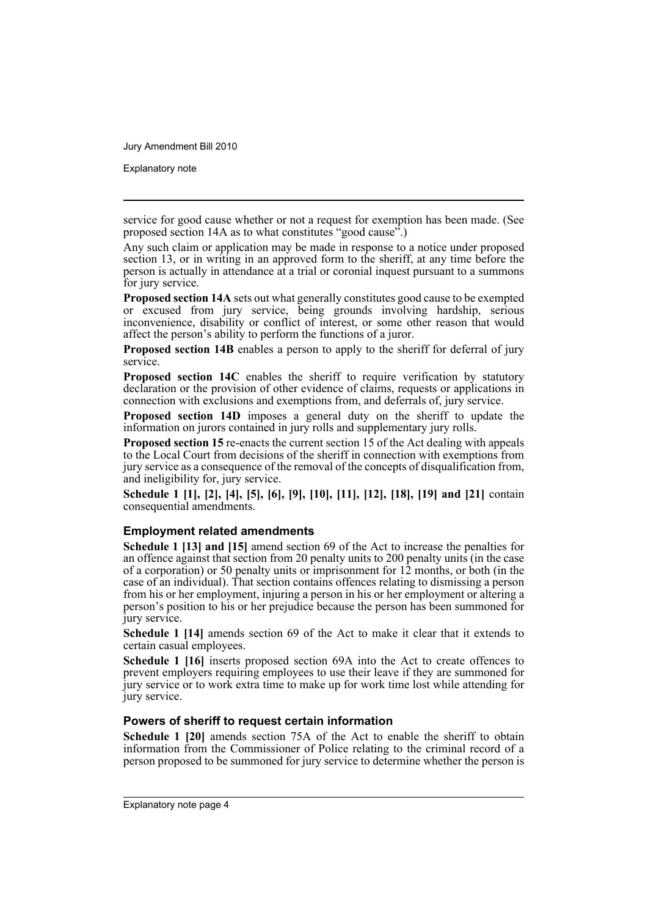service for good cause whether or not a request for exemption has been made. (See proposed section 14A as to what constitutes "good cause".)

Any such claim or application may be made in response to a notice under proposed section 13, or in writing in an approved form to the sheriff, at any time before the person is actually in attendance at a trial or coronial inquest pursuant to a summons for jury service.

**Proposed section 14A** sets out what generally constitutes good cause to be exempted or excused from jury service, being grounds involving hardship, serious inconvenience, disability or conflict of interest, or some other reason that would affect the person's ability to perform the functions of a juror.

**Proposed section 14B** enables a person to apply to the sheriff for deferral of jury service.

**Proposed section 14C** enables the sheriff to require verification by statutory declaration or the provision of other evidence of claims, requests or applications in connection with exclusions and exemptions from, and deferrals of, jury service.

**Proposed section 14D** imposes a general duty on the sheriff to update the information on jurors contained in jury rolls and supplementary jury rolls.

**Proposed section 15** re-enacts the current section 15 of the Act dealing with appeals to the Local Court from decisions of the sheriff in connection with exemptions from jury service as a consequence of the removal of the concepts of disqualification from, and ineligibility for, jury service.

**Schedule 1 [1], [2], [4], [5], [6], [9], [10], [11], [12], [18], [19] and [21]** contain consequential amendments.

### Employment related amendments

**Schedule 1 [13] and [15]** amend section 69 of the Act to increase the penalties for an offence against that section from 20 penalty units to 200 penalty units (in the case of a corporation) or 50 penalty units or imprisonment for 12 months, or both (in the case of an individual). That section contains offences relating to dismissing a person from his or her employment, injuring a person in his or her employment or altering a person's position to his or her prejudice because the person has been summoned for jury service.

**Schedule 1 [14]** amends section 69 of the Act to make it clear that it extends to certain casual employees.

**Schedule 1 [16]** inserts proposed section 69A into the Act to create offences to prevent employers requiring employees to use their leave if they are summoned for jury service or to work extra time to make up for work time lost while attending for jury service.

### Powers of sheriff to request certain information

**Schedule 1 [20]** amends section 75A of the Act to enable the sheriff to obtain information from the Commissioner of Police relating to the criminal record of a person proposed to be summoned for jury service to determine whether the person is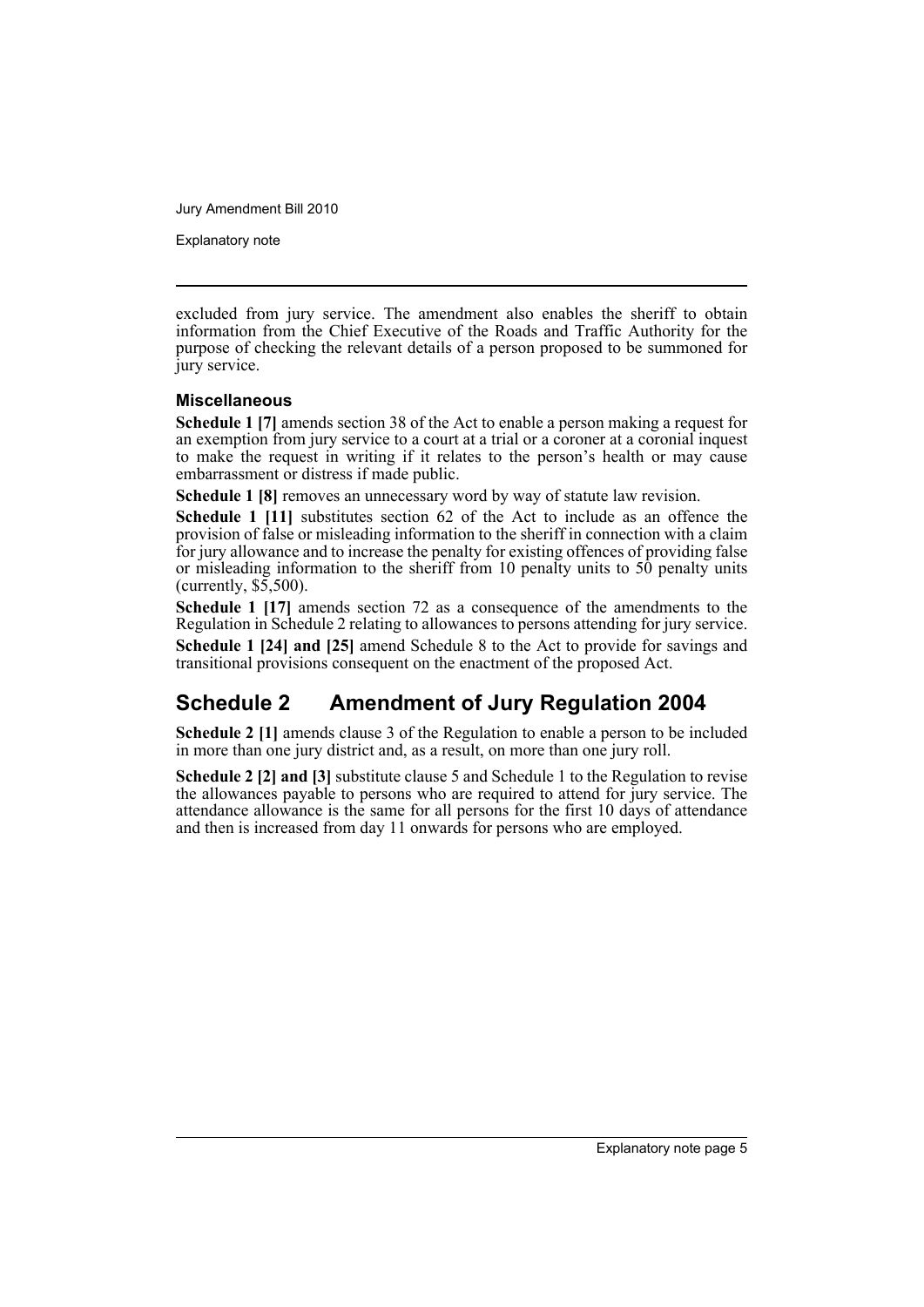excluded from jury service. The amendment also enables the sheriff to obtain information from the Chief Executive of the Roads and Traffic Authority for the purpose of checking the relevant details of a person proposed to be summoned for jury service.

### Miscellaneous

**Schedule 1 [7]** amends section 38 of the Act to enable a person making a request for an exemption from jury service to a court at a trial or a coroner at a coronial inquest to make the request in writing if it relates to the person's health or may cause embarrassment or distress if made public.

**Schedule 1 [8]** removes an unnecessary word by way of statute law revision.

**Schedule 1 [11]** substitutes section 62 of the Act to include as an offence the provision of false or misleading information to the sheriff in connection with a claim for jury allowance and to increase the penalty for existing offences of providing false or misleading information to the sheriff from 10 penalty units to 50 penalty units (currently, $5,500).

**Schedule 1 [17]** amends section 72 as a consequence of the amendments to the Regulation in Schedule 2 relating to allowances to persons attending for jury service.

**Schedule 1 [24] and [25]** amend Schedule 8 to the Act to provide for savings and transitional provisions consequent on the enactment of the proposed Act.

## Schedule 2 Amendment of Jury Regulation 2004

**Schedule 2 [1]** amends clause 3 of the Regulation to enable a person to be included in more than one jury district and, as a result, on more than one jury roll.

**Schedule 2 [2] and [3]** substitute clause 5 and Schedule 1 to the Regulation to revise the allowances payable to persons who are required to attend for jury service. The attendance allowance is the same for all persons for the first 10 days of attendance and then is increased from day 11 onwards for persons who are employed.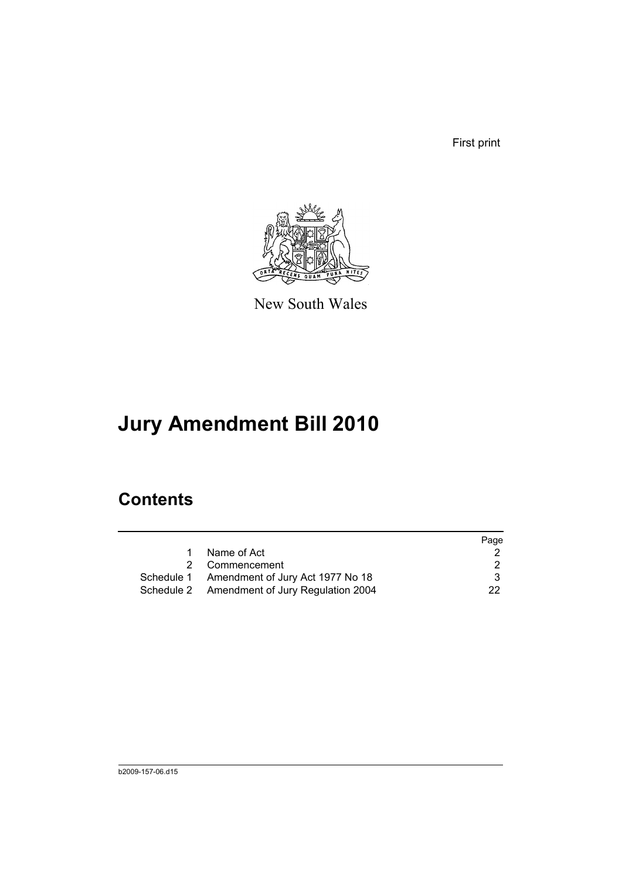First print

New South Wales

# Jury Amendment Bill 2010

## Contents

| | | Page |
|---|---|---|
| 1 | Name of Act | 2 |
| 2 | Commencement | 2 |
| Schedule 1 | Amendment of Jury Act 1977 No 18 | 3 |
| Schedule 2 | Amendment of Jury Regulation 2004 | 22 |

b2009-157-06.d15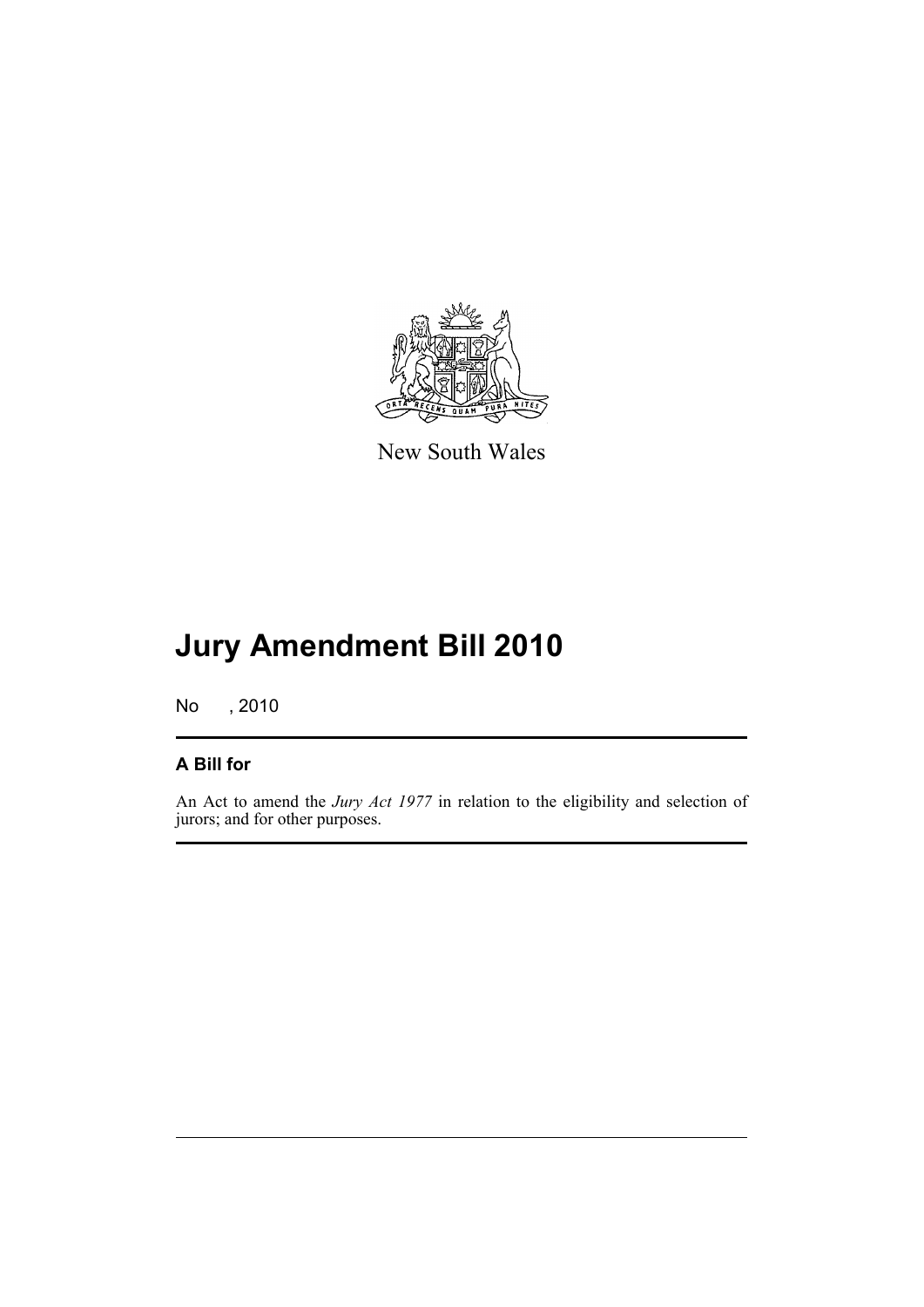New South Wales

# Jury Amendment Bill 2010

No , 2010

## A Bill for

An Act to amend the *Jury Act 1977* in relation to the eligibility and selection of jurors; and for other purposes.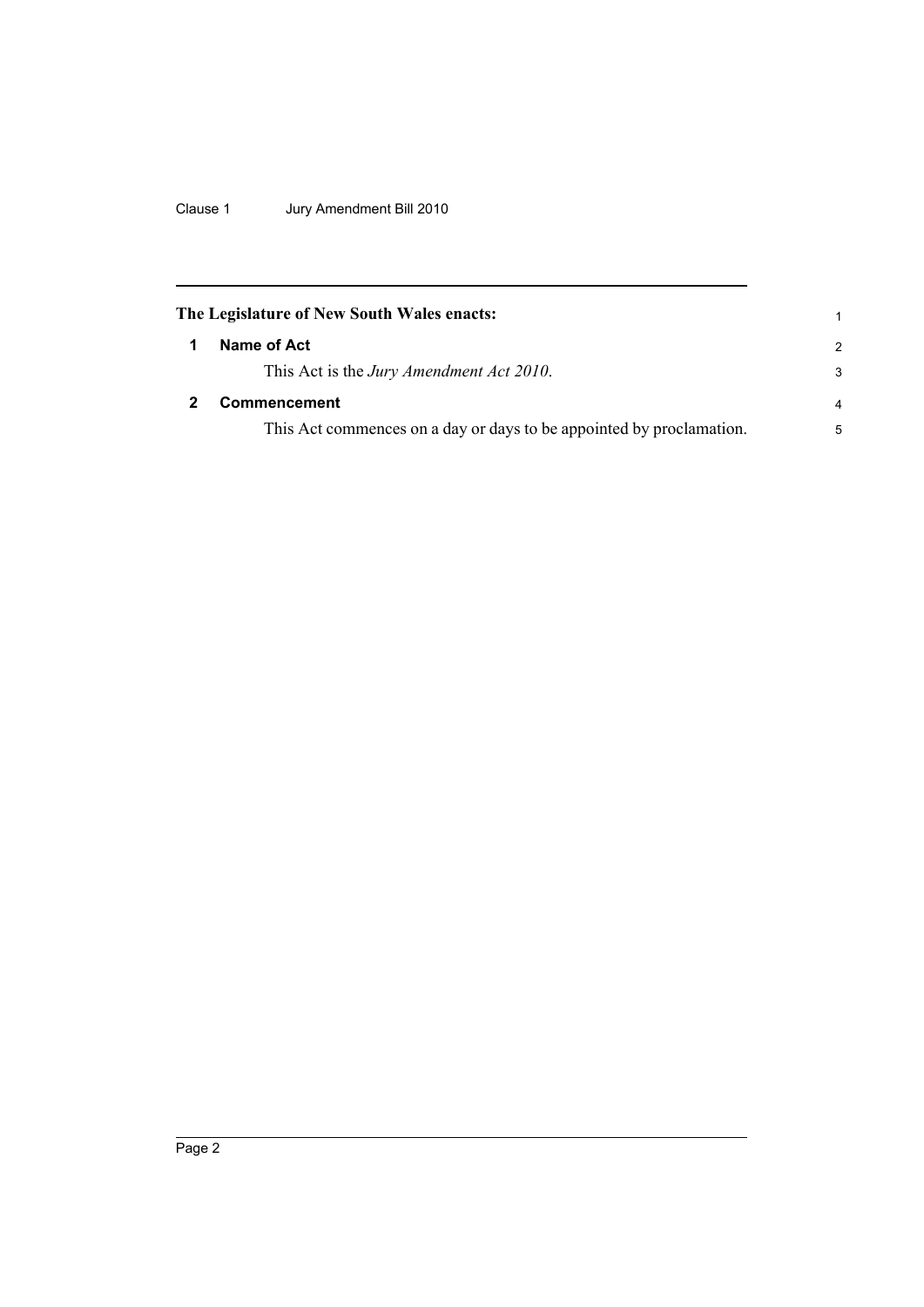**The Legislature of New South Wales enacts:**

## 1 Name of Act

This Act is the *Jury Amendment Act 2010*.

## 2 Commencement

This Act commences on a day or days to be appointed by proclamation.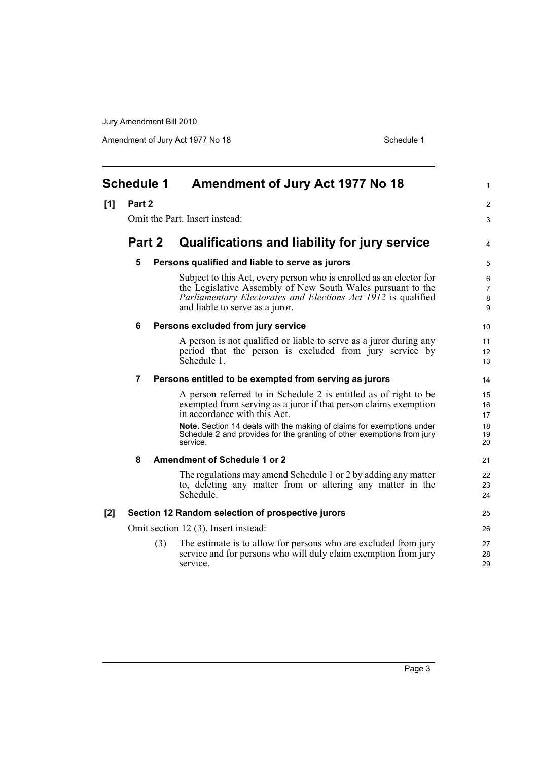# Schedule 1 Amendment of Jury Act 1977 No 18

**[1] Part 2**

Omit the Part. Insert instead:

## Part 2 Qualifications and liability for jury service

### 5 Persons qualified and liable to serve as jurors

Subject to this Act, every person who is enrolled as an elector for the Legislative Assembly of New South Wales pursuant to the *Parliamentary Electorates and Elections Act 1912* is qualified and liable to serve as a juror.

### 6 Persons excluded from jury service

A person is not qualified or liable to serve as a juror during any period that the person is excluded from jury service by Schedule 1.

### 7 Persons entitled to be exempted from serving as jurors

A person referred to in Schedule 2 is entitled as of right to be exempted from serving as a juror if that person claims exemption in accordance with this Act.

**Note.** Section 14 deals with the making of claims for exemptions under Schedule 2 and provides for the granting of other exemptions from jury service.

### 8 Amendment of Schedule 1 or 2

The regulations may amend Schedule 1 or 2 by adding any matter to, deleting any matter from or altering any matter in the Schedule.

**[2] Section 12 Random selection of prospective jurors**

Omit section 12 (3). Insert instead:

(3) The estimate is to allow for persons who are excluded from jury service and for persons who will duly claim exemption from jury service.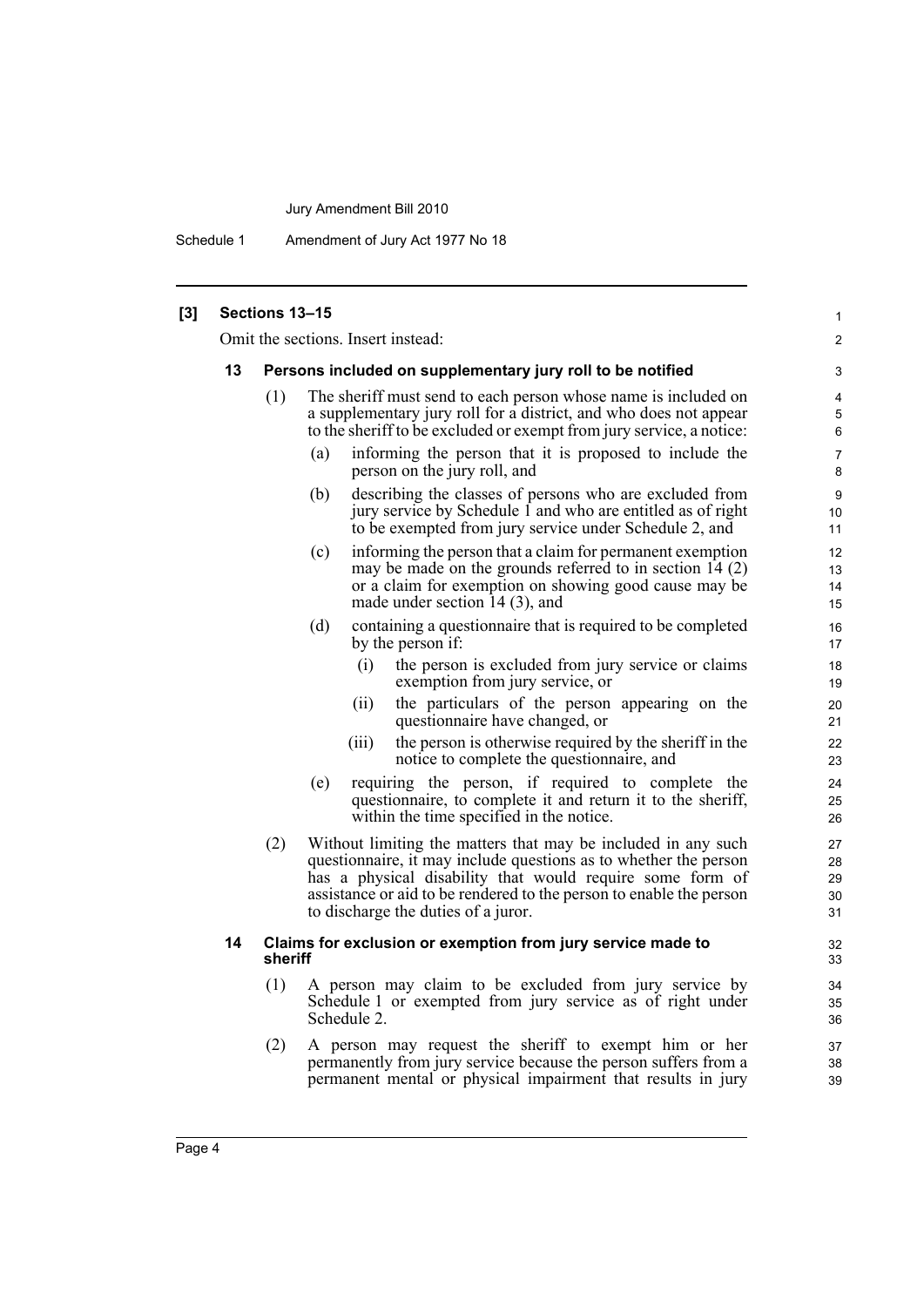**[3] Sections 13–15**

Omit the sections. Insert instead:

**13 Persons included on supplementary jury roll to be notified**

(1) The sheriff must send to each person whose name is included on a supplementary jury roll for a district, and who does not appear to the sheriff to be excluded or exempt from jury service, a notice:

(a) informing the person that it is proposed to include the person on the jury roll, and

(b) describing the classes of persons who are excluded from jury service by Schedule 1 and who are entitled as of right to be exempted from jury service under Schedule 2, and

(c) informing the person that a claim for permanent exemption may be made on the grounds referred to in section 14 (2) or a claim for exemption on showing good cause may be made under section 14 (3), and

(d) containing a questionnaire that is required to be completed by the person if:

(i) the person is excluded from jury service or claims exemption from jury service, or

(ii) the particulars of the person appearing on the questionnaire have changed, or

(iii) the person is otherwise required by the sheriff in the notice to complete the questionnaire, and

(e) requiring the person, if required to complete the questionnaire, to complete it and return it to the sheriff, within the time specified in the notice.

(2) Without limiting the matters that may be included in any such questionnaire, it may include questions as to whether the person has a physical disability that would require some form of assistance or aid to be rendered to the person to enable the person to discharge the duties of a juror.

**14 Claims for exclusion or exemption from jury service made to sheriff**

(1) A person may claim to be excluded from jury service by Schedule 1 or exempted from jury service as of right under Schedule 2.

(2) A person may request the sheriff to exempt him or her permanently from jury service because the person suffers from a permanent mental or physical impairment that results in jury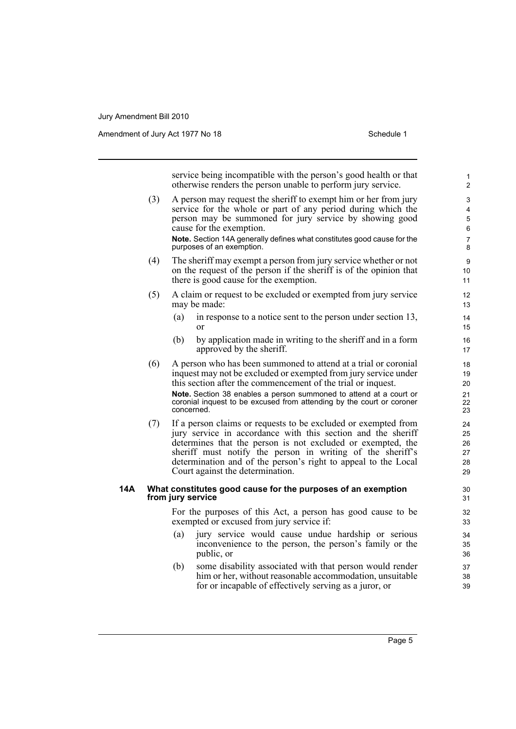service being incompatible with the person's good health or that otherwise renders the person unable to perform jury service.

(3) A person may request the sheriff to exempt him or her from jury service for the whole or part of any period during which the person may be summoned for jury service by showing good cause for the exemption.

**Note.** Section 14A generally defines what constitutes good cause for the purposes of an exemption.

(4) The sheriff may exempt a person from jury service whether or not on the request of the person if the sheriff is of the opinion that there is good cause for the exemption.

(5) A claim or request to be excluded or exempted from jury service may be made:

- (a) in response to a notice sent to the person under section 13, or
- (b) by application made in writing to the sheriff and in a form approved by the sheriff.

(6) A person who has been summoned to attend at a trial or coronial inquest may not be excluded or exempted from jury service under this section after the commencement of the trial or inquest.

**Note.** Section 38 enables a person summoned to attend at a court or coronial inquest to be excused from attending by the court or coroner concerned.

(7) If a person claims or requests to be excluded or exempted from jury service in accordance with this section and the sheriff determines that the person is not excluded or exempted, the sheriff must notify the person in writing of the sheriff's determination and of the person's right to appeal to the Local Court against the determination.

### 14A What constitutes good cause for the purposes of an exemption from jury service

For the purposes of this Act, a person has good cause to be exempted or excused from jury service if:

- (a) jury service would cause undue hardship or serious inconvenience to the person, the person's family or the public, or
- (b) some disability associated with that person would render him or her, without reasonable accommodation, unsuitable for or incapable of effectively serving as a juror, or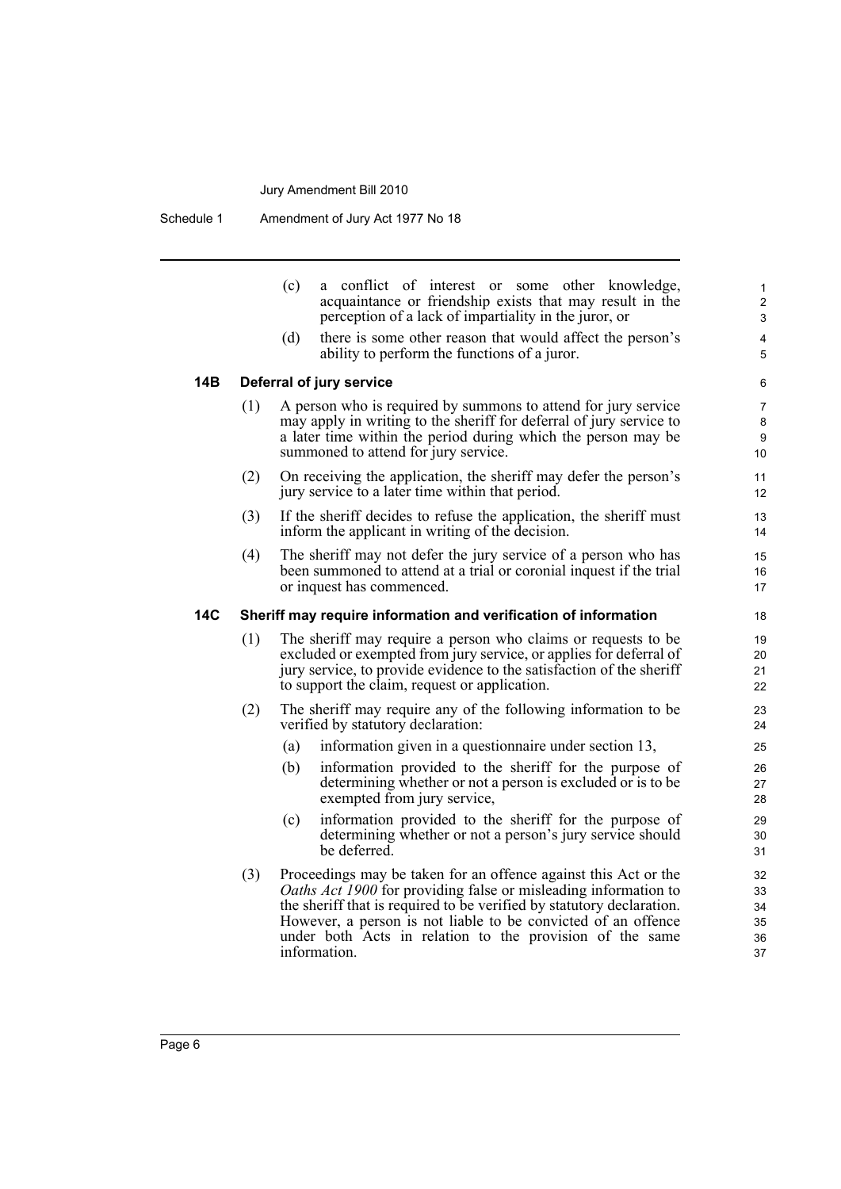(c) a conflict of interest or some other knowledge, acquaintance or friendship exists that may result in the perception of a lack of impartiality in the juror, or

(d) there is some other reason that would affect the person's ability to perform the functions of a juror.

### 14B Deferral of jury service

(1) A person who is required by summons to attend for jury service may apply in writing to the sheriff for deferral of jury service to a later time within the period during which the person may be summoned to attend for jury service.

(2) On receiving the application, the sheriff may defer the person's jury service to a later time within that period.

(3) If the sheriff decides to refuse the application, the sheriff must inform the applicant in writing of the decision.

(4) The sheriff may not defer the jury service of a person who has been summoned to attend at a trial or coronial inquest if the trial or inquest has commenced.

### 14C Sheriff may require information and verification of information

(1) The sheriff may require a person who claims or requests to be excluded or exempted from jury service, or applies for deferral of jury service, to provide evidence to the satisfaction of the sheriff to support the claim, request or application.

(2) The sheriff may require any of the following information to be verified by statutory declaration:

(a) information given in a questionnaire under section 13,

(b) information provided to the sheriff for the purpose of determining whether or not a person is excluded or is to be exempted from jury service,

(c) information provided to the sheriff for the purpose of determining whether or not a person's jury service should be deferred.

(3) Proceedings may be taken for an offence against this Act or the *Oaths Act 1900* for providing false or misleading information to the sheriff that is required to be verified by statutory declaration. However, a person is not liable to be convicted of an offence under both Acts in relation to the provision of the same information.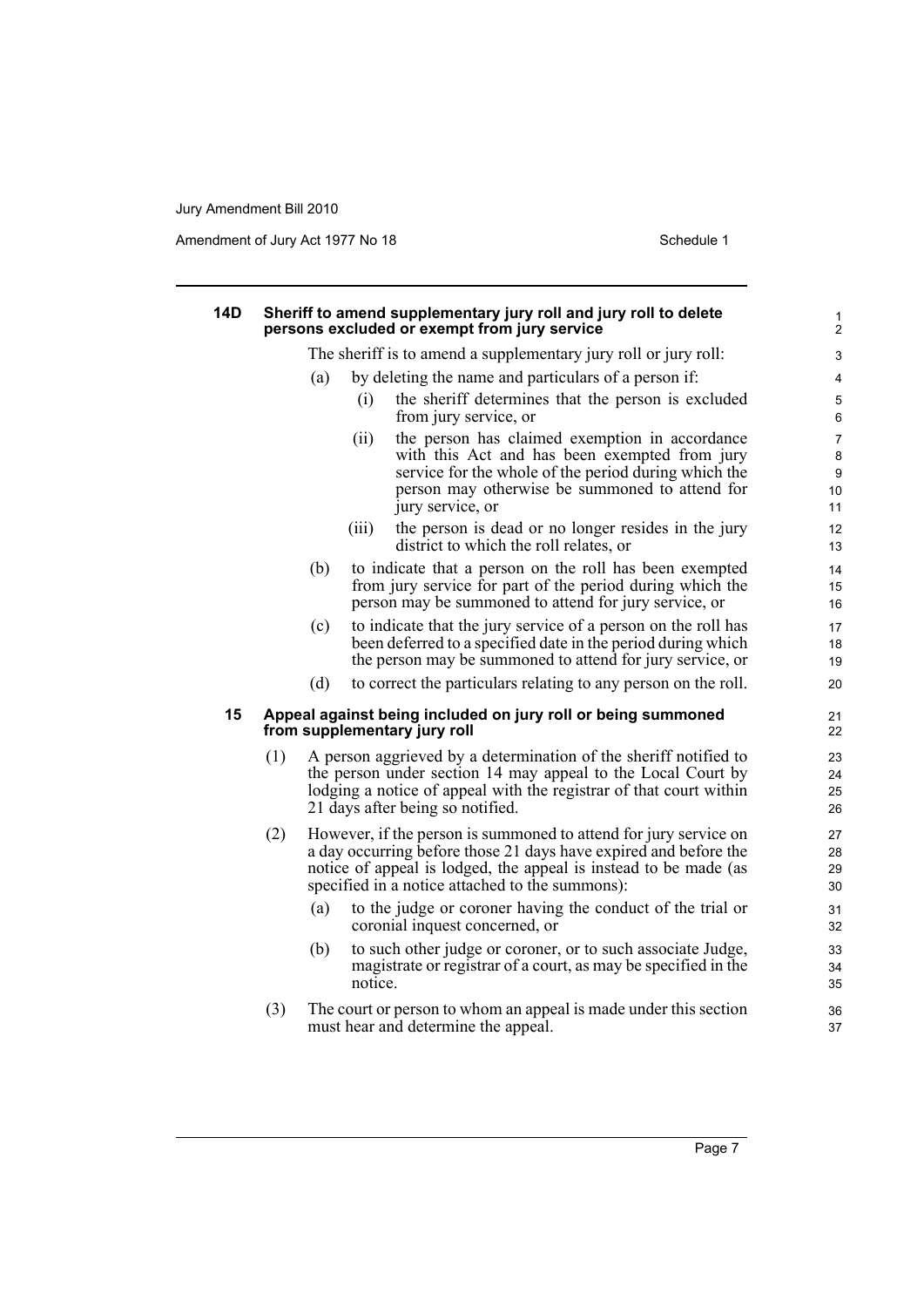#### 14D Sheriff to amend supplementary jury roll and jury roll to delete persons excluded or exempt from jury service

The sheriff is to amend a supplementary jury roll or jury roll:

(a) by deleting the name and particulars of a person if:

(i) the sheriff determines that the person is excluded from jury service, or

(ii) the person has claimed exemption in accordance with this Act and has been exempted from jury service for the whole of the period during which the person may otherwise be summoned to attend for jury service, or

(iii) the person is dead or no longer resides in the jury district to which the roll relates, or

(b) to indicate that a person on the roll has been exempted from jury service for part of the period during which the person may be summoned to attend for jury service, or

(c) to indicate that the jury service of a person on the roll has been deferred to a specified date in the period during which the person may be summoned to attend for jury service, or

(d) to correct the particulars relating to any person on the roll.

#### 15 Appeal against being included on jury roll or being summoned from supplementary jury roll

(1) A person aggrieved by a determination of the sheriff notified to the person under section 14 may appeal to the Local Court by lodging a notice of appeal with the registrar of that court within 21 days after being so notified.

(2) However, if the person is summoned to attend for jury service on a day occurring before those 21 days have expired and before the notice of appeal is lodged, the appeal is instead to be made (as specified in a notice attached to the summons):

(a) to the judge or coroner having the conduct of the trial or coronial inquest concerned, or

(b) to such other judge or coroner, or to such associate Judge, magistrate or registrar of a court, as may be specified in the notice.

(3) The court or person to whom an appeal is made under this section must hear and determine the appeal.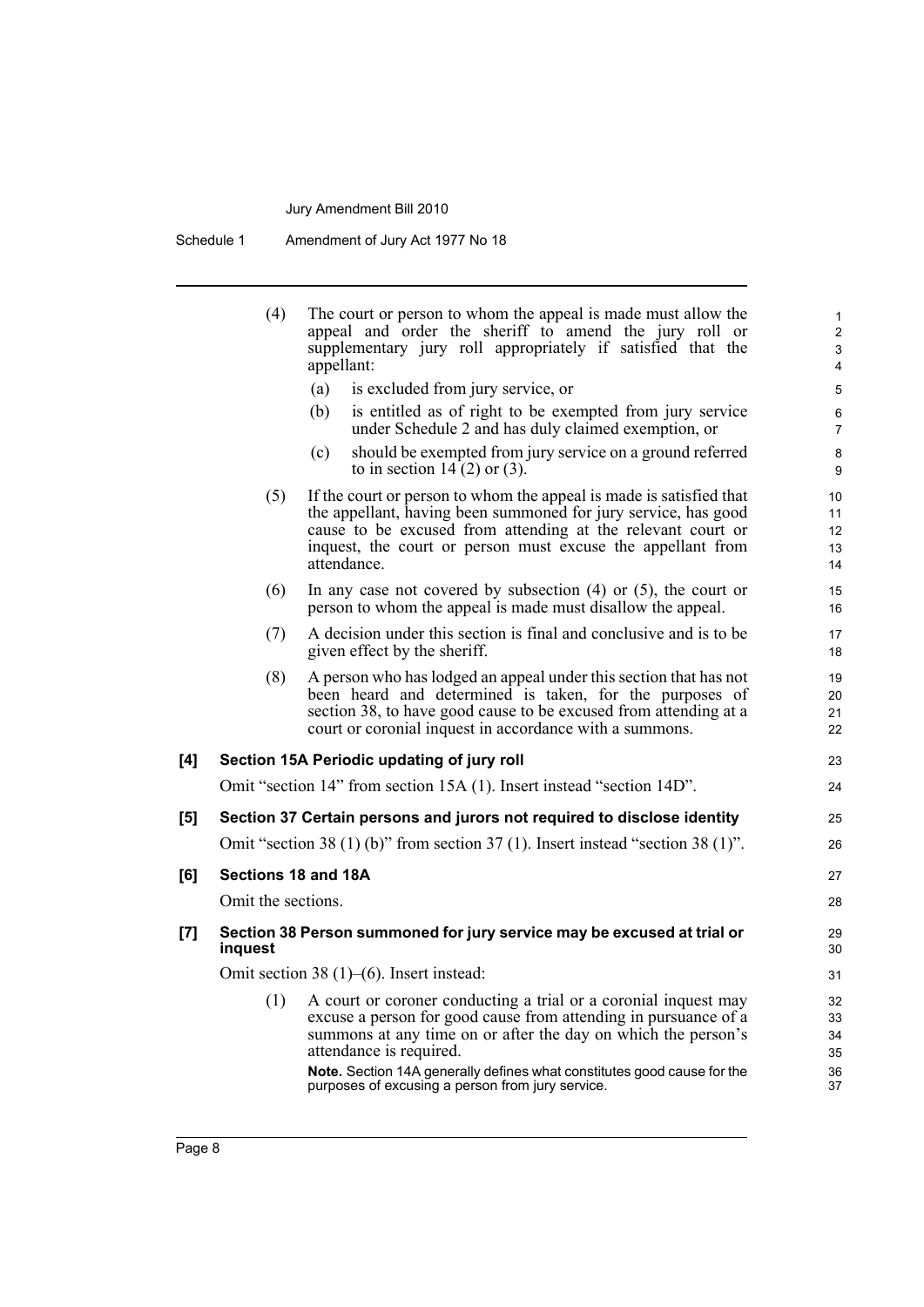(4) The court or person to whom the appeal is made must allow the appeal and order the sheriff to amend the jury roll or supplementary jury roll appropriately if satisfied that the appellant:

- (a) is excluded from jury service, or
- (b) is entitled as of right to be exempted from jury service under Schedule 2 and has duly claimed exemption, or
- (c) should be exempted from jury service on a ground referred to in section 14 (2) or (3).

(5) If the court or person to whom the appeal is made is satisfied that the appellant, having been summoned for jury service, has good cause to be excused from attending at the relevant court or inquest, the court or person must excuse the appellant from attendance.

(6) In any case not covered by subsection (4) or (5), the court or person to whom the appeal is made must disallow the appeal.

(7) A decision under this section is final and conclusive and is to be given effect by the sheriff.

(8) A person who has lodged an appeal under this section that has not been heard and determined is taken, for the purposes of section 38, to have good cause to be excused from attending at a court or coronial inquest in accordance with a summons.

**[4] Section 15A Periodic updating of jury roll**

Omit "section 14" from section 15A (1). Insert instead "section 14D".

**[5] Section 37 Certain persons and jurors not required to disclose identity**

Omit "section 38 (1) (b)" from section 37 (1). Insert instead "section 38 (1)".

**[6] Sections 18 and 18A**

Omit the sections.

**[7] Section 38 Person summoned for jury service may be excused at trial or inquest**

Omit section 38 (1)–(6). Insert instead:

(1) A court or coroner conducting a trial or a coronial inquest may excuse a person for good cause from attending in pursuance of a summons at any time on or after the day on which the person's attendance is required.

**Note.** Section 14A generally defines what constitutes good cause for the purposes of excusing a person from jury service.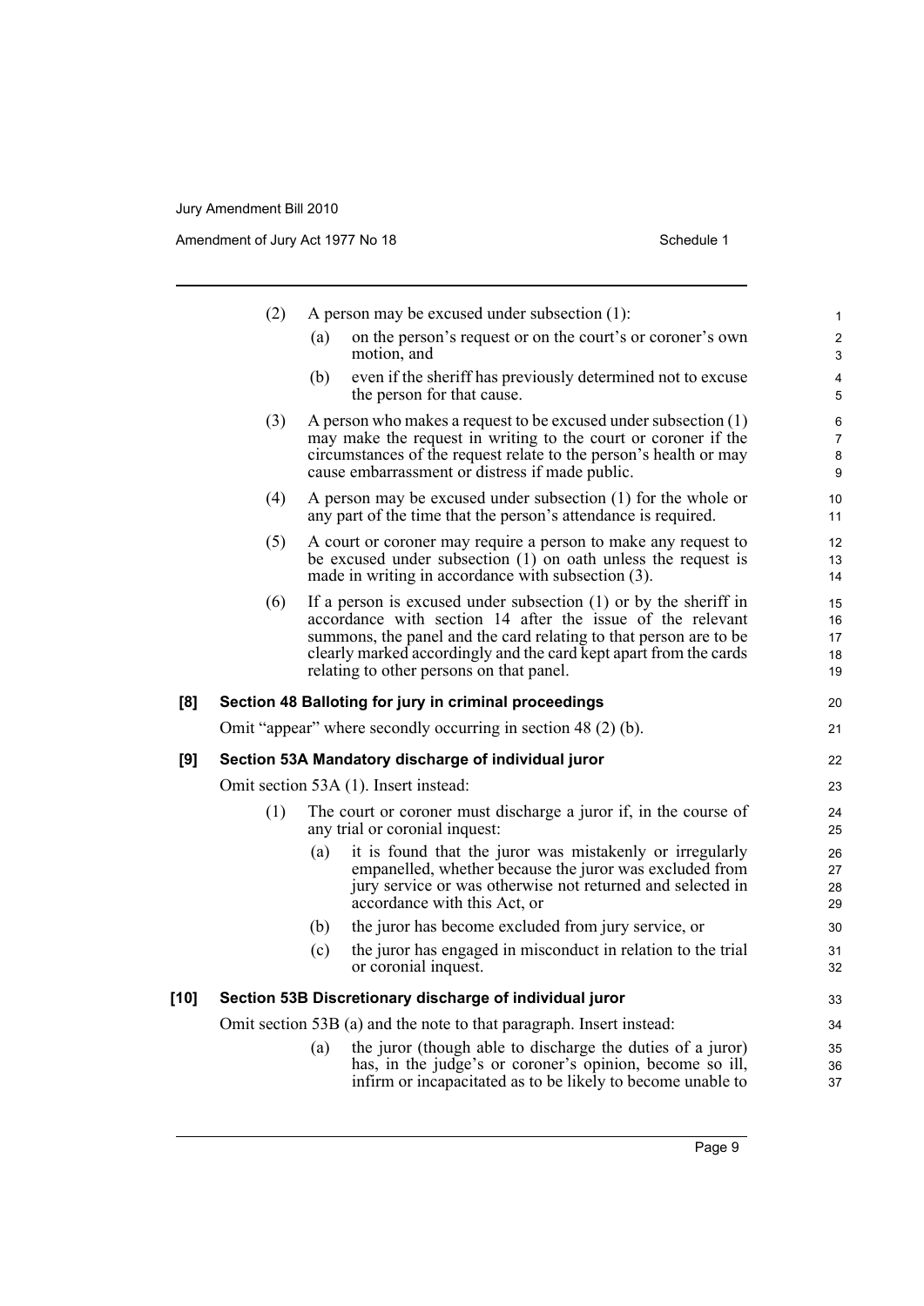(2) A person may be excused under subsection (1):

(a) on the person's request or on the court's or coroner's own motion, and

(b) even if the sheriff has previously determined not to excuse the person for that cause.

(3) A person who makes a request to be excused under subsection (1) may make the request in writing to the court or coroner if the circumstances of the request relate to the person's health or may cause embarrassment or distress if made public.

(4) A person may be excused under subsection (1) for the whole or any part of the time that the person's attendance is required.

(5) A court or coroner may require a person to make any request to be excused under subsection (1) on oath unless the request is made in writing in accordance with subsection (3).

(6) If a person is excused under subsection (1) or by the sheriff in accordance with section 14 after the issue of the relevant summons, the panel and the card relating to that person are to be clearly marked accordingly and the card kept apart from the cards relating to other persons on that panel.

**[8] Section 48 Balloting for jury in criminal proceedings**

Omit "appear" where secondly occurring in section 48 (2) (b).

**[9] Section 53A Mandatory discharge of individual juror**

Omit section 53A (1). Insert instead:

(1) The court or coroner must discharge a juror if, in the course of any trial or coronial inquest:

(a) it is found that the juror was mistakenly or irregularly empanelled, whether because the juror was excluded from jury service or was otherwise not returned and selected in accordance with this Act, or

(b) the juror has become excluded from jury service, or

(c) the juror has engaged in misconduct in relation to the trial or coronial inquest.

**[10] Section 53B Discretionary discharge of individual juror**

Omit section 53B (a) and the note to that paragraph. Insert instead:

(a) the juror (though able to discharge the duties of a juror) has, in the judge's or coroner's opinion, become so ill, infirm or incapacitated as to be likely to become unable to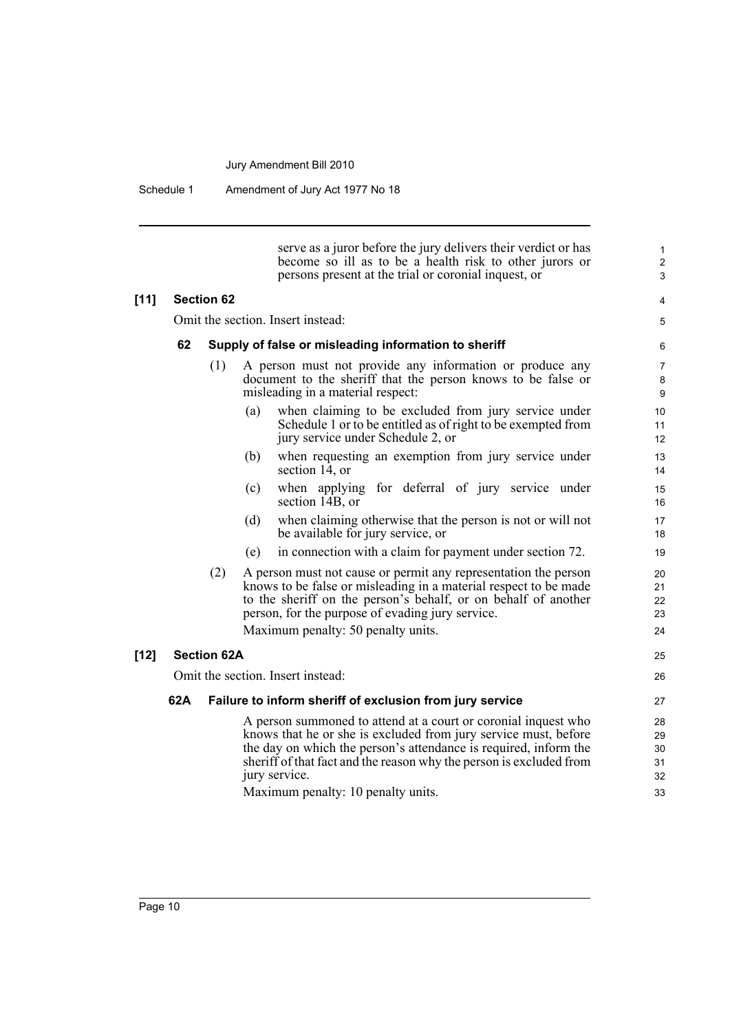serve as a juror before the jury delivers their verdict or has become so ill as to be a health risk to other jurors or persons present at the trial or coronial inquest, or

**[11] Section 62**

Omit the section. Insert instead:

### 62 Supply of false or misleading information to sheriff

(1) A person must not provide any information or produce any document to the sheriff that the person knows to be false or misleading in a material respect:

(a) when claiming to be excluded from jury service under Schedule 1 or to be entitled as of right to be exempted from jury service under Schedule 2, or

(b) when requesting an exemption from jury service under section 14, or

(c) when applying for deferral of jury service under section 14B, or

(d) when claiming otherwise that the person is not or will not be available for jury service, or

(e) in connection with a claim for payment under section 72.

(2) A person must not cause or permit any representation the person knows to be false or misleading in a material respect to be made to the sheriff on the person's behalf, or on behalf of another person, for the purpose of evading jury service.

Maximum penalty: 50 penalty units.

**[12] Section 62A**

Omit the section. Insert instead:

### 62A Failure to inform sheriff of exclusion from jury service

A person summoned to attend at a court or coronial inquest who knows that he or she is excluded from jury service must, before the day on which the person's attendance is required, inform the sheriff of that fact and the reason why the person is excluded from jury service.

Maximum penalty: 10 penalty units.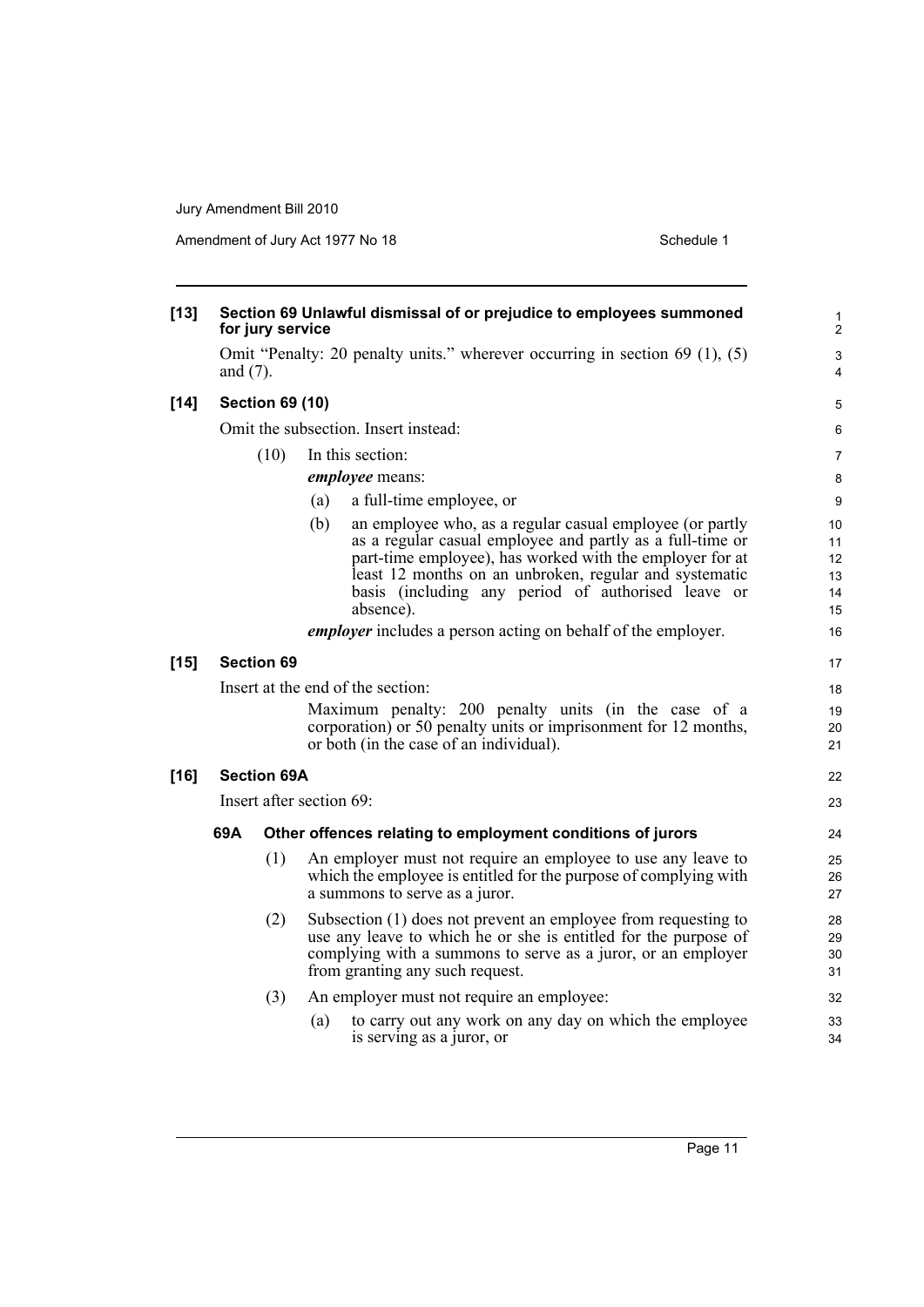**[13] Section 69 Unlawful dismissal of or prejudice to employees summoned for jury service**

Omit "Penalty: 20 penalty units." wherever occurring in section 69 (1), (5) and (7).

**[14] Section 69 (10)**

Omit the subsection. Insert instead:

(10) In this section:

***employee*** means:

(a) a full-time employee, or

(b) an employee who, as a regular casual employee (or partly as a regular casual employee and partly as a full-time or part-time employee), has worked with the employer for at least 12 months on an unbroken, regular and systematic basis (including any period of authorised leave or absence).

***employer*** includes a person acting on behalf of the employer.

**[15] Section 69**

Insert at the end of the section:

Maximum penalty: 200 penalty units (in the case of a corporation) or 50 penalty units or imprisonment for 12 months, or both (in the case of an individual).

**[16] Section 69A**

Insert after section 69:

**69A Other offences relating to employment conditions of jurors**

(1) An employer must not require an employee to use any leave to which the employee is entitled for the purpose of complying with a summons to serve as a juror.

(2) Subsection (1) does not prevent an employee from requesting to use any leave to which he or she is entitled for the purpose of complying with a summons to serve as a juror, or an employer from granting any such request.

(3) An employer must not require an employee:

(a) to carry out any work on any day on which the employee is serving as a juror, or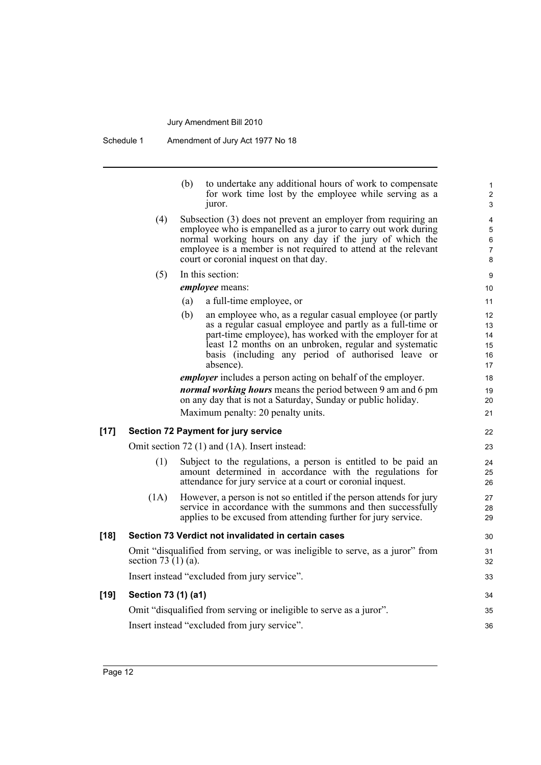(b) to undertake any additional hours of work to compensate for work time lost by the employee while serving as a juror.

(4) Subsection (3) does not prevent an employer from requiring an employee who is empanelled as a juror to carry out work during normal working hours on any day if the jury of which the employee is a member is not required to attend at the relevant court or coronial inquest on that day.

(5) In this section:

***employee*** means:

(a) a full-time employee, or

(b) an employee who, as a regular casual employee (or partly as a regular casual employee and partly as a full-time or part-time employee), has worked with the employer for at least 12 months on an unbroken, regular and systematic basis (including any period of authorised leave or absence).

***employer*** includes a person acting on behalf of the employer.

***normal working hours*** means the period between 9 am and 6 pm on any day that is not a Saturday, Sunday or public holiday.

Maximum penalty: 20 penalty units.

**[17] Section 72 Payment for jury service**

Omit section 72 (1) and (1A). Insert instead:

(1) Subject to the regulations, a person is entitled to be paid an amount determined in accordance with the regulations for attendance for jury service at a court or coronial inquest.

(1A) However, a person is not so entitled if the person attends for jury service in accordance with the summons and then successfully applies to be excused from attending further for jury service.

**[18] Section 73 Verdict not invalidated in certain cases**

Omit "disqualified from serving, or was ineligible to serve, as a juror" from section 73 (1) (a).

Insert instead "excluded from jury service".

**[19] Section 73 (1) (a1)**

Omit "disqualified from serving or ineligible to serve as a juror".

Insert instead "excluded from jury service".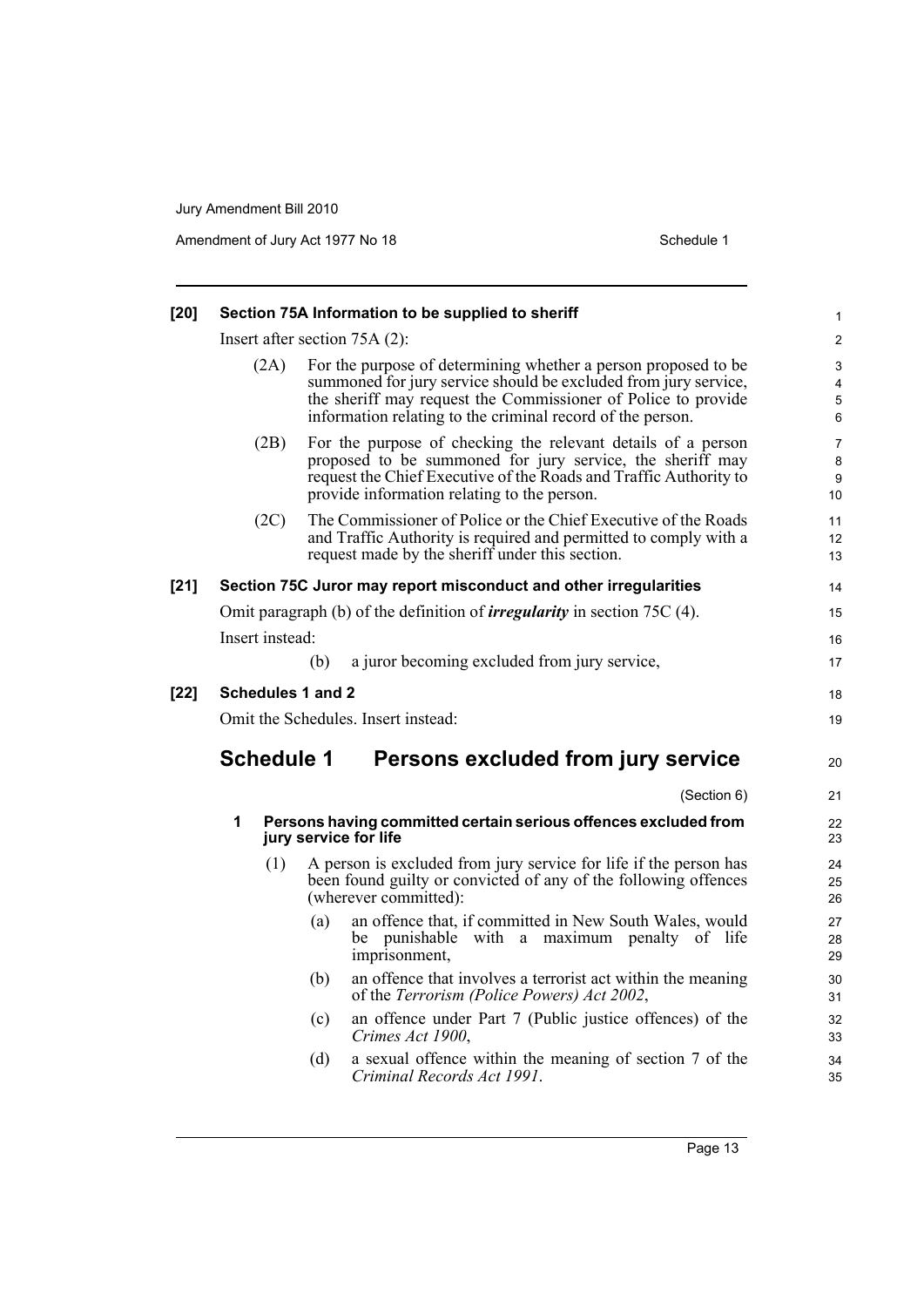**[20] Section 75A Information to be supplied to sheriff**

Insert after section 75A (2):

(2A) For the purpose of determining whether a person proposed to be summoned for jury service should be excluded from jury service, the sheriff may request the Commissioner of Police to provide information relating to the criminal record of the person.

(2B) For the purpose of checking the relevant details of a person proposed to be summoned for jury service, the sheriff may request the Chief Executive of the Roads and Traffic Authority to provide information relating to the person.

(2C) The Commissioner of Police or the Chief Executive of the Roads and Traffic Authority is required and permitted to comply with a request made by the sheriff under this section.

**[21] Section 75C Juror may report misconduct and other irregularities**

Omit paragraph (b) of the definition of ***irregularity*** in section 75C (4).

Insert instead:

(b) a juror becoming excluded from jury service,

**[22] Schedules 1 and 2**

Omit the Schedules. Insert instead:

## Schedule 1 Persons excluded from jury service

(Section 6)

### 1 Persons having committed certain serious offences excluded from jury service for life

(1) A person is excluded from jury service for life if the person has been found guilty or convicted of any of the following offences (wherever committed):

(a) an offence that, if committed in New South Wales, would be punishable with a maximum penalty of life imprisonment,

(b) an offence that involves a terrorist act within the meaning of the *Terrorism (Police Powers) Act 2002*,

(c) an offence under Part 7 (Public justice offences) of the *Crimes Act 1900*,

(d) a sexual offence within the meaning of section 7 of the *Criminal Records Act 1991*.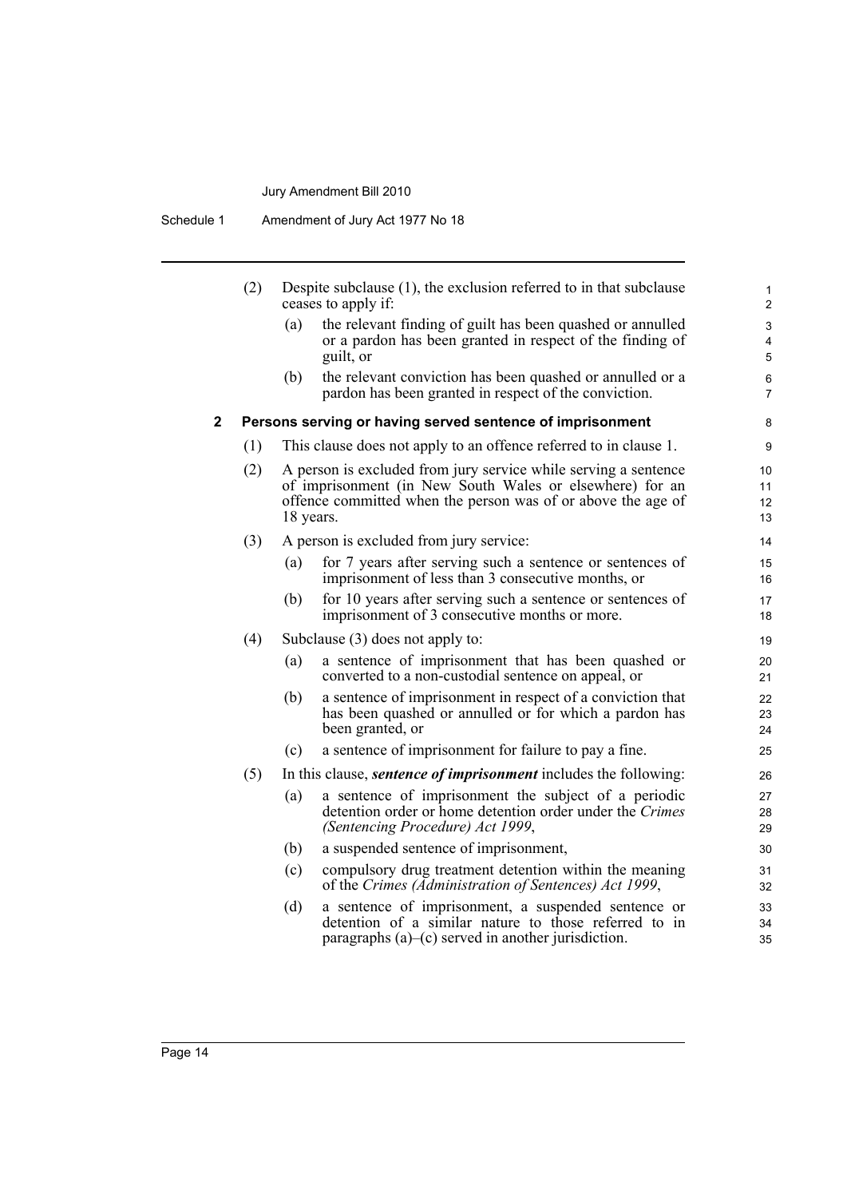(2) Despite subclause (1), the exclusion referred to in that subclause ceases to apply if:

(a) the relevant finding of guilt has been quashed or annulled or a pardon has been granted in respect of the finding of guilt, or

(b) the relevant conviction has been quashed or annulled or a pardon has been granted in respect of the conviction.

### 2 Persons serving or having served sentence of imprisonment

(1) This clause does not apply to an offence referred to in clause 1.

(2) A person is excluded from jury service while serving a sentence of imprisonment (in New South Wales or elsewhere) for an offence committed when the person was of or above the age of 18 years.

(3) A person is excluded from jury service:

(a) for 7 years after serving such a sentence or sentences of imprisonment of less than 3 consecutive months, or

(b) for 10 years after serving such a sentence or sentences of imprisonment of 3 consecutive months or more.

(4) Subclause (3) does not apply to:

(a) a sentence of imprisonment that has been quashed or converted to a non-custodial sentence on appeal, or

(b) a sentence of imprisonment in respect of a conviction that has been quashed or annulled or for which a pardon has been granted, or

(c) a sentence of imprisonment for failure to pay a fine.

(5) In this clause, ***sentence of imprisonment*** includes the following:

(a) a sentence of imprisonment the subject of a periodic detention order or home detention order under the *Crimes (Sentencing Procedure) Act 1999*,

(b) a suspended sentence of imprisonment,

(c) compulsory drug treatment detention within the meaning of the *Crimes (Administration of Sentences) Act 1999*,

(d) a sentence of imprisonment, a suspended sentence or detention of a similar nature to those referred to in paragraphs (a)–(c) served in another jurisdiction.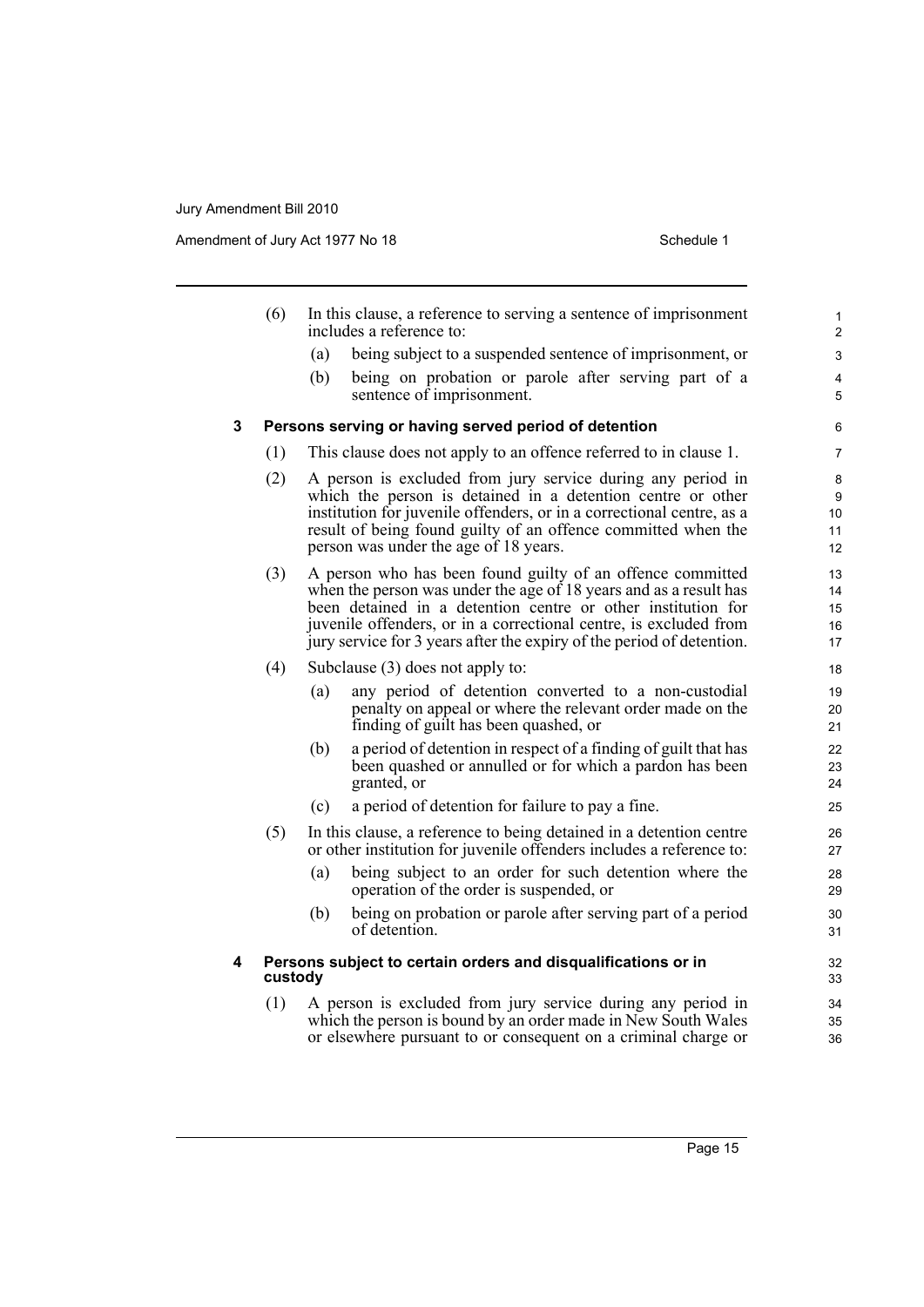(6) In this clause, a reference to serving a sentence of imprisonment includes a reference to:

(a) being subject to a suspended sentence of imprisonment, or

(b) being on probation or parole after serving part of a sentence of imprisonment.

**3 Persons serving or having served period of detention**

(1) This clause does not apply to an offence referred to in clause 1.

(2) A person is excluded from jury service during any period in which the person is detained in a detention centre or other institution for juvenile offenders, or in a correctional centre, as a result of being found guilty of an offence committed when the person was under the age of 18 years.

(3) A person who has been found guilty of an offence committed when the person was under the age of 18 years and as a result has been detained in a detention centre or other institution for juvenile offenders, or in a correctional centre, is excluded from jury service for 3 years after the expiry of the period of detention.

(4) Subclause (3) does not apply to:

(a) any period of detention converted to a non-custodial penalty on appeal or where the relevant order made on the finding of guilt has been quashed, or

(b) a period of detention in respect of a finding of guilt that has been quashed or annulled or for which a pardon has been granted, or

(c) a period of detention for failure to pay a fine.

(5) In this clause, a reference to being detained in a detention centre or other institution for juvenile offenders includes a reference to:

(a) being subject to an order for such detention where the operation of the order is suspended, or

(b) being on probation or parole after serving part of a period of detention.

**4 Persons subject to certain orders and disqualifications or in custody**

(1) A person is excluded from jury service during any period in which the person is bound by an order made in New South Wales or elsewhere pursuant to or consequent on a criminal charge or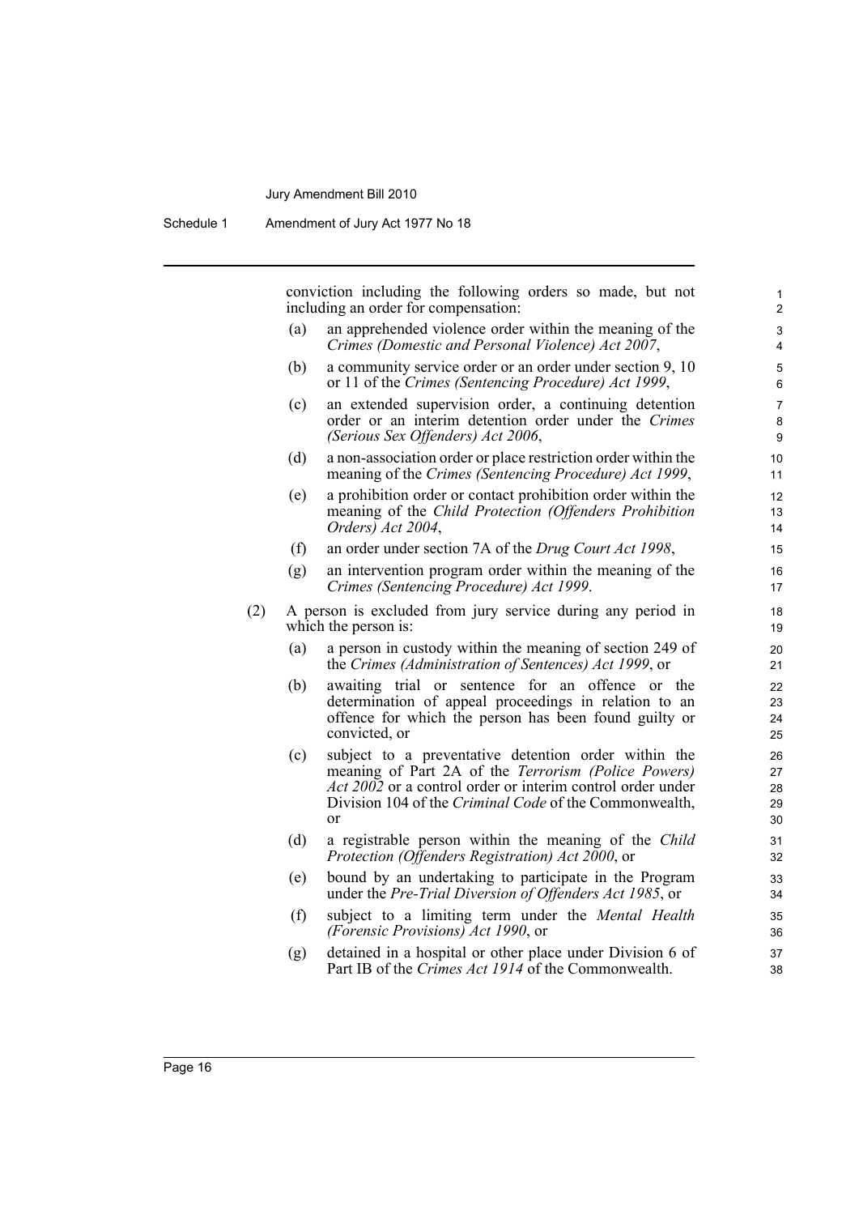conviction including the following orders so made, but not including an order for compensation:

(a) an apprehended violence order within the meaning of the *Crimes (Domestic and Personal Violence) Act 2007*,

(b) a community service order or an order under section 9, 10 or 11 of the *Crimes (Sentencing Procedure) Act 1999*,

(c) an extended supervision order, a continuing detention order or an interim detention order under the *Crimes (Serious Sex Offenders) Act 2006*,

(d) a non-association order or place restriction order within the meaning of the *Crimes (Sentencing Procedure) Act 1999*,

(e) a prohibition order or contact prohibition order within the meaning of the *Child Protection (Offenders Prohibition Orders) Act 2004*,

(f) an order under section 7A of the *Drug Court Act 1998*,

(g) an intervention program order within the meaning of the *Crimes (Sentencing Procedure) Act 1999*.

(2) A person is excluded from jury service during any period in which the person is:

(a) a person in custody within the meaning of section 249 of the *Crimes (Administration of Sentences) Act 1999*, or

(b) awaiting trial or sentence for an offence or the determination of appeal proceedings in relation to an offence for which the person has been found guilty or convicted, or

(c) subject to a preventative detention order within the meaning of Part 2A of the *Terrorism (Police Powers) Act 2002* or a control order or interim control order under Division 104 of the *Criminal Code* of the Commonwealth, or

(d) a registrable person within the meaning of the *Child Protection (Offenders Registration) Act 2000*, or

(e) bound by an undertaking to participate in the Program under the *Pre-Trial Diversion of Offenders Act 1985*, or

(f) subject to a limiting term under the *Mental Health (Forensic Provisions) Act 1990*, or

(g) detained in a hospital or other place under Division 6 of Part IB of the *Crimes Act 1914* of the Commonwealth.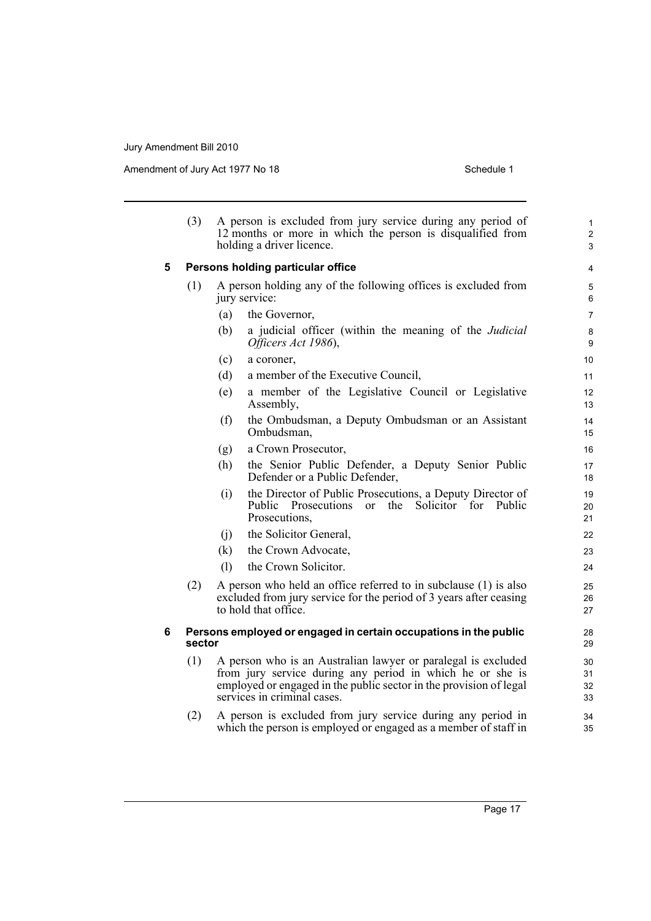(3) A person is excluded from jury service during any period of 12 months or more in which the person is disqualified from holding a driver licence.

### 5 Persons holding particular office

(1) A person holding any of the following offices is excluded from jury service:

- (a) the Governor,
- (b) a judicial officer (within the meaning of the *Judicial Officers Act 1986*),
- (c) a coroner,
- (d) a member of the Executive Council,
- (e) a member of the Legislative Council or Legislative Assembly,
- (f) the Ombudsman, a Deputy Ombudsman or an Assistant Ombudsman,
- (g) a Crown Prosecutor,
- (h) the Senior Public Defender, a Deputy Senior Public Defender or a Public Defender,
- (i) the Director of Public Prosecutions, a Deputy Director of Public Prosecutions or the Solicitor for Public Prosecutions,
- (j) the Solicitor General,
- (k) the Crown Advocate,
- (l) the Crown Solicitor.

(2) A person who held an office referred to in subclause (1) is also excluded from jury service for the period of 3 years after ceasing to hold that office.

### 6 Persons employed or engaged in certain occupations in the public sector

(1) A person who is an Australian lawyer or paralegal is excluded from jury service during any period in which he or she is employed or engaged in the public sector in the provision of legal services in criminal cases.

(2) A person is excluded from jury service during any period in which the person is employed or engaged as a member of staff in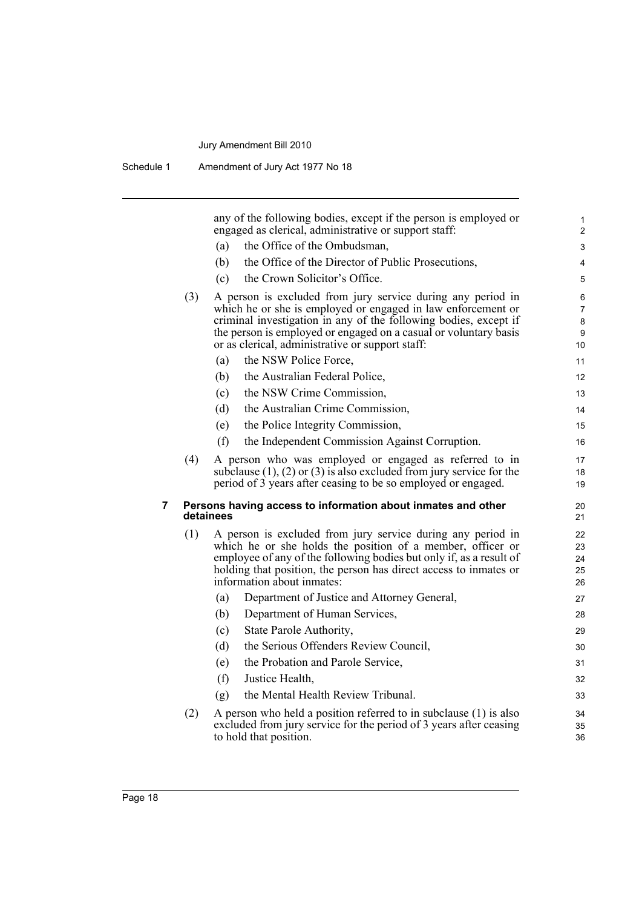any of the following bodies, except if the person is employed or engaged as clerical, administrative or support staff:

(a) the Office of the Ombudsman,

(b) the Office of the Director of Public Prosecutions,

(c) the Crown Solicitor's Office.

(3) A person is excluded from jury service during any period in which he or she is employed or engaged in law enforcement or criminal investigation in any of the following bodies, except if the person is employed or engaged on a casual or voluntary basis or as clerical, administrative or support staff:

(a) the NSW Police Force,

(b) the Australian Federal Police,

(c) the NSW Crime Commission,

(d) the Australian Crime Commission,

(e) the Police Integrity Commission,

(f) the Independent Commission Against Corruption.

(4) A person who was employed or engaged as referred to in subclause (1), (2) or (3) is also excluded from jury service for the period of 3 years after ceasing to be so employed or engaged.

**7 Persons having access to information about inmates and other detainees**

(1) A person is excluded from jury service during any period in which he or she holds the position of a member, officer or employee of any of the following bodies but only if, as a result of holding that position, the person has direct access to inmates or information about inmates:

(a) Department of Justice and Attorney General,

(b) Department of Human Services,

(c) State Parole Authority,

(d) the Serious Offenders Review Council,

(e) the Probation and Parole Service,

(f) Justice Health,

(g) the Mental Health Review Tribunal.

(2) A person who held a position referred to in subclause (1) is also excluded from jury service for the period of 3 years after ceasing to hold that position.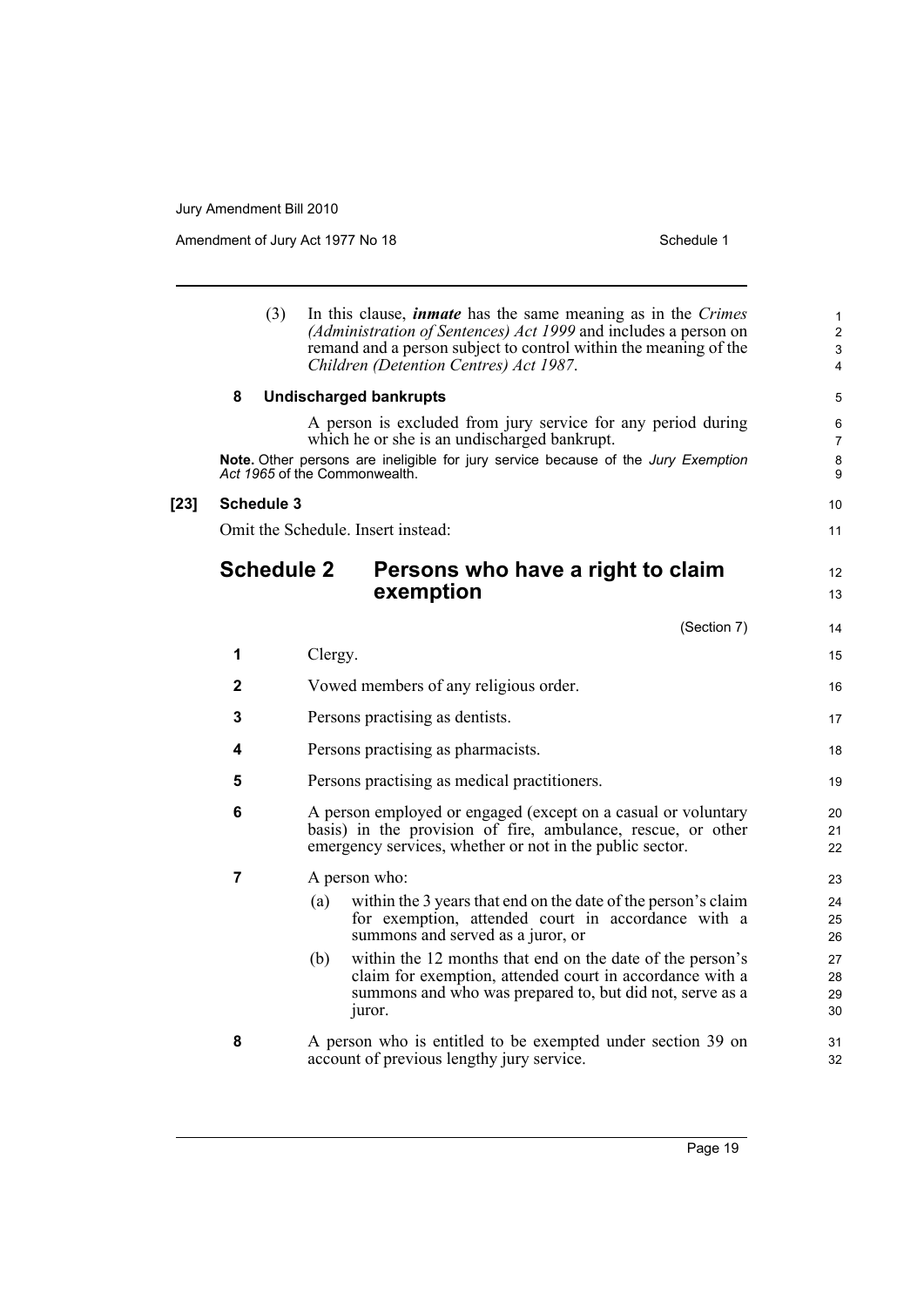(3) In this clause, ***inmate*** has the same meaning as in the *Crimes (Administration of Sentences) Act 1999* and includes a person on remand and a person subject to control within the meaning of the *Children (Detention Centres) Act 1987*.

**8 Undischarged bankrupts**

A person is excluded from jury service for any period during which he or she is an undischarged bankrupt.

**Note.** Other persons are ineligible for jury service because of the *Jury Exemption Act 1965* of the Commonwealth.

**[23] Schedule 3**

Omit the Schedule. Insert instead:

## Schedule 2 Persons who have a right to claim exemption

(Section 7)

**1** Clergy.

**2** Vowed members of any religious order.

**3** Persons practising as dentists.

**4** Persons practising as pharmacists.

**5** Persons practising as medical practitioners.

**6** A person employed or engaged (except on a casual or voluntary basis) in the provision of fire, ambulance, rescue, or other emergency services, whether or not in the public sector.

**7** A person who:

(a) within the 3 years that end on the date of the person's claim for exemption, attended court in accordance with a summons and served as a juror, or

(b) within the 12 months that end on the date of the person's claim for exemption, attended court in accordance with a summons and who was prepared to, but did not, serve as a juror.

**8** A person who is entitled to be exempted under section 39 on account of previous lengthy jury service.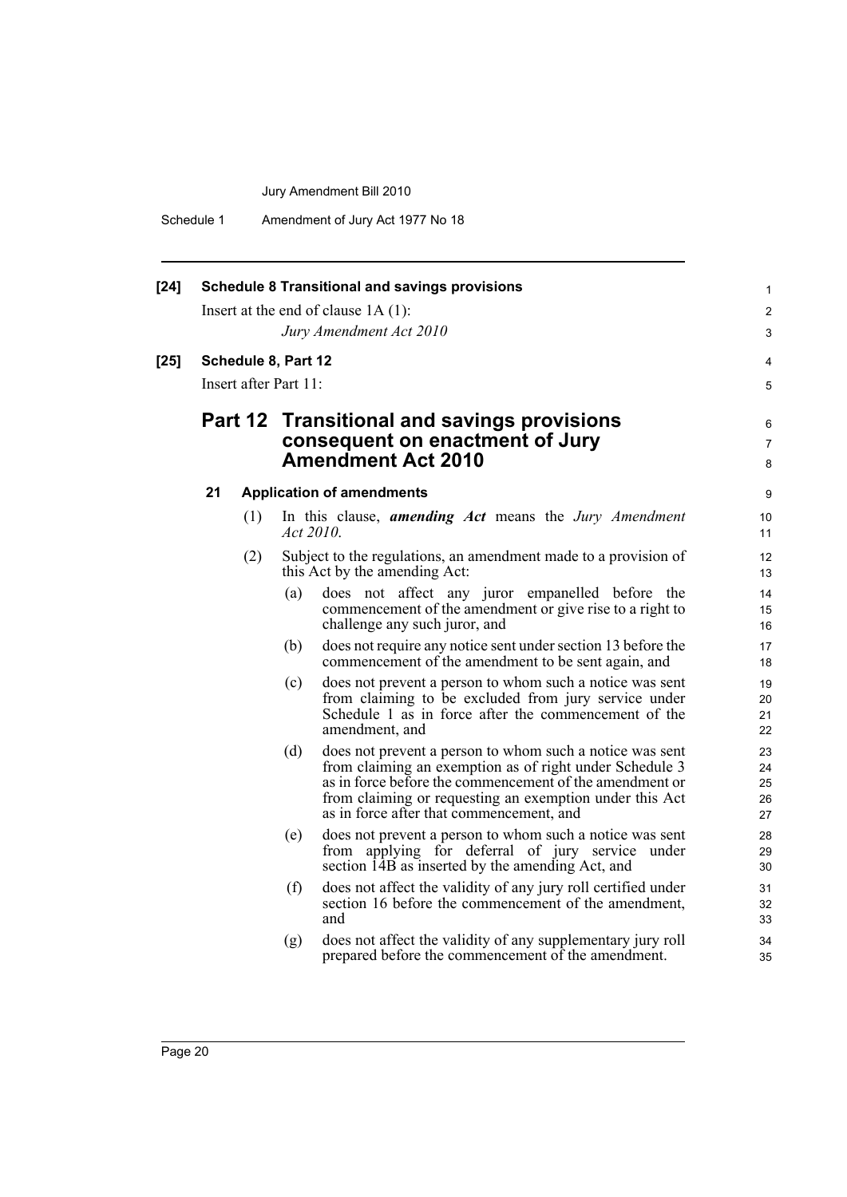**[24] Schedule 8 Transitional and savings provisions**

Insert at the end of clause 1A (1):

*Jury Amendment Act 2010*

**[25] Schedule 8, Part 12**

Insert after Part 11:

## Part 12 Transitional and savings provisions consequent on enactment of Jury Amendment Act 2010

### 21 Application of amendments

(1) In this clause, ***amending Act*** means the *Jury Amendment Act 2010*.

(2) Subject to the regulations, an amendment made to a provision of this Act by the amending Act:

(a) does not affect any juror empanelled before the commencement of the amendment or give rise to a right to challenge any such juror, and

(b) does not require any notice sent under section 13 before the commencement of the amendment to be sent again, and

(c) does not prevent a person to whom such a notice was sent from claiming to be excluded from jury service under Schedule 1 as in force after the commencement of the amendment, and

(d) does not prevent a person to whom such a notice was sent from claiming an exemption as of right under Schedule 3 as in force before the commencement of the amendment or from claiming or requesting an exemption under this Act as in force after that commencement, and

(e) does not prevent a person to whom such a notice was sent from applying for deferral of jury service under section 14B as inserted by the amending Act, and

(f) does not affect the validity of any jury roll certified under section 16 before the commencement of the amendment, and

(g) does not affect the validity of any supplementary jury roll prepared before the commencement of the amendment.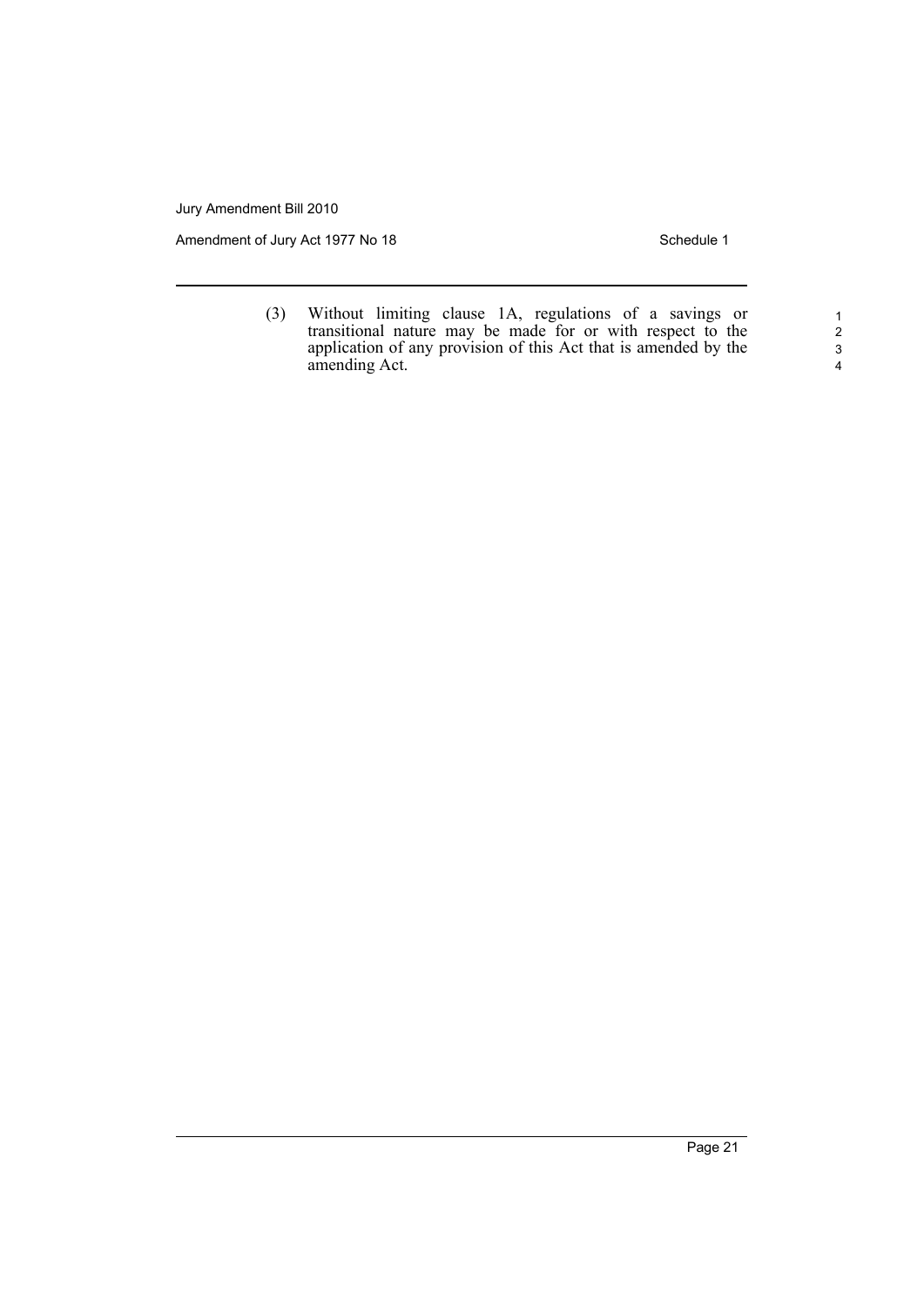(3) Without limiting clause 1A, regulations of a savings or transitional nature may be made for or with respect to the application of any provision of this Act that is amended by the amending Act.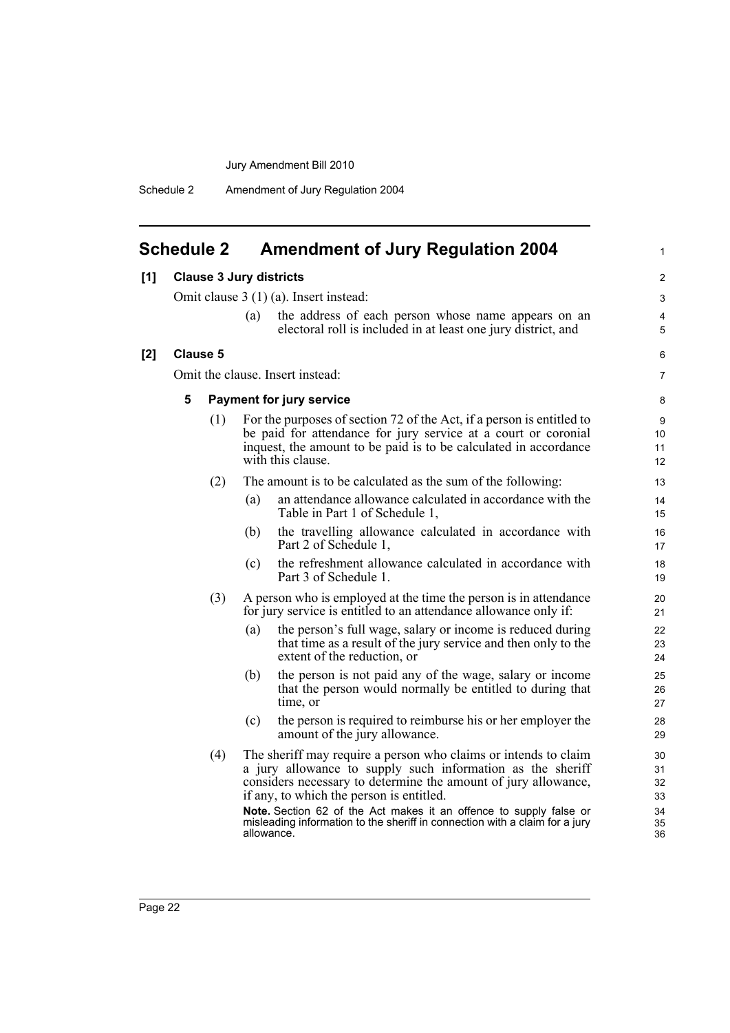# Schedule 2 Amendment of Jury Regulation 2004

**[1] Clause 3 Jury districts**

Omit clause 3 (1) (a). Insert instead:

(a) the address of each person whose name appears on an electoral roll is included in at least one jury district, and

**[2] Clause 5**

Omit the clause. Insert instead:

**5 Payment for jury service**

(1) For the purposes of section 72 of the Act, if a person is entitled to be paid for attendance for jury service at a court or coronial inquest, the amount to be paid is to be calculated in accordance with this clause.

(2) The amount is to be calculated as the sum of the following:

(a) an attendance allowance calculated in accordance with the Table in Part 1 of Schedule 1,

(b) the travelling allowance calculated in accordance with Part 2 of Schedule 1,

(c) the refreshment allowance calculated in accordance with Part 3 of Schedule 1.

(3) A person who is employed at the time the person is in attendance for jury service is entitled to an attendance allowance only if:

(a) the person's full wage, salary or income is reduced during that time as a result of the jury service and then only to the extent of the reduction, or

(b) the person is not paid any of the wage, salary or income that the person would normally be entitled to during that time, or

(c) the person is required to reimburse his or her employer the amount of the jury allowance.

(4) The sheriff may require a person who claims or intends to claim a jury allowance to supply such information as the sheriff considers necessary to determine the amount of jury allowance, if any, to which the person is entitled.

**Note.** Section 62 of the Act makes it an offence to supply false or misleading information to the sheriff in connection with a claim for a jury allowance.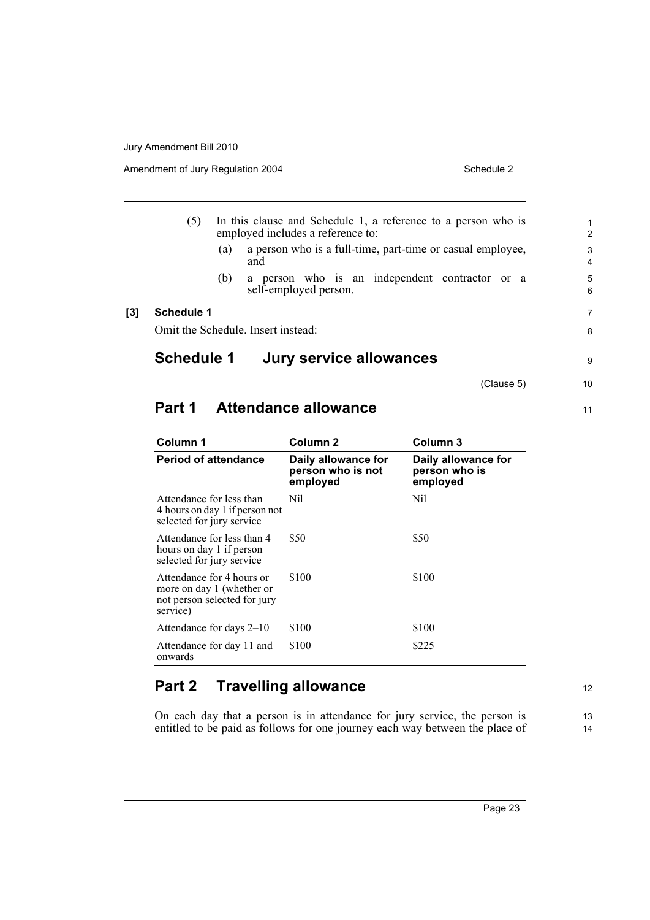(5) In this clause and Schedule 1, a reference to a person who is employed includes a reference to:

(a) a person who is a full-time, part-time or casual employee, and

(b) a person who is an independent contractor or a self-employed person.

**[3] Schedule 1**

Omit the Schedule. Insert instead:

# Schedule 1 Jury service allowances

(Clause 5)

## Part 1 Attendance allowance

| Column 1 | Column 2 | Column 3 |
|---|---|---|
| **Period of attendance** | **Daily allowance for person who is not employed** | **Daily allowance for person who is employed** |
| Attendance for less than 4 hours on day 1 if person not selected for jury service | Nil | Nil |
| Attendance for less than 4 hours on day 1 if person selected for jury service | $50 | $50 |
| Attendance for 4 hours or more on day 1 (whether or not person selected for jury service) | $100 | $100 |
| Attendance for days 2–10 | $100 | $100 |
| Attendance for day 11 and onwards | $100 | $225 |

## Part 2 Travelling allowance

On each day that a person is in attendance for jury service, the person is entitled to be paid as follows for one journey each way between the place of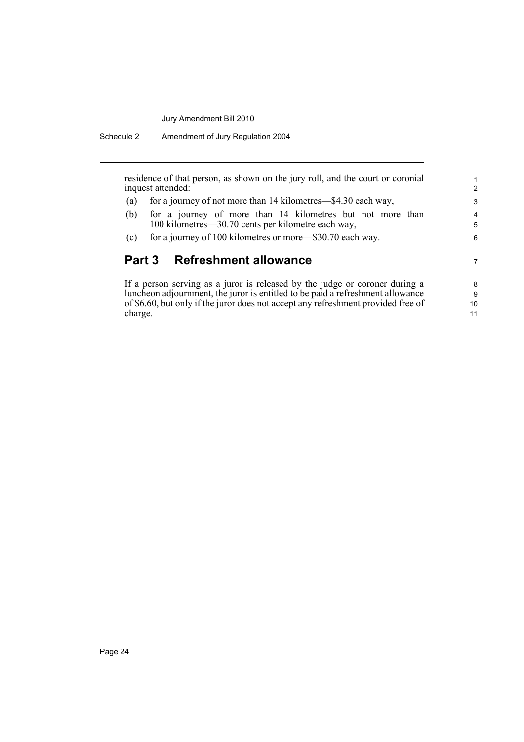residence of that person, as shown on the jury roll, and the court or coronial inquest attended:

(a) for a journey of not more than 14 kilometres—$4.30 each way,

(b) for a journey of more than 14 kilometres but not more than 100 kilometres—30.70 cents per kilometre each way,

(c) for a journey of 100 kilometres or more—$30.70 each way.

## Part 3 Refreshment allowance

If a person serving as a juror is released by the judge or coroner during a luncheon adjournment, the juror is entitled to be paid a refreshment allowance of $6.60, but only if the juror does not accept any refreshment provided free of charge.